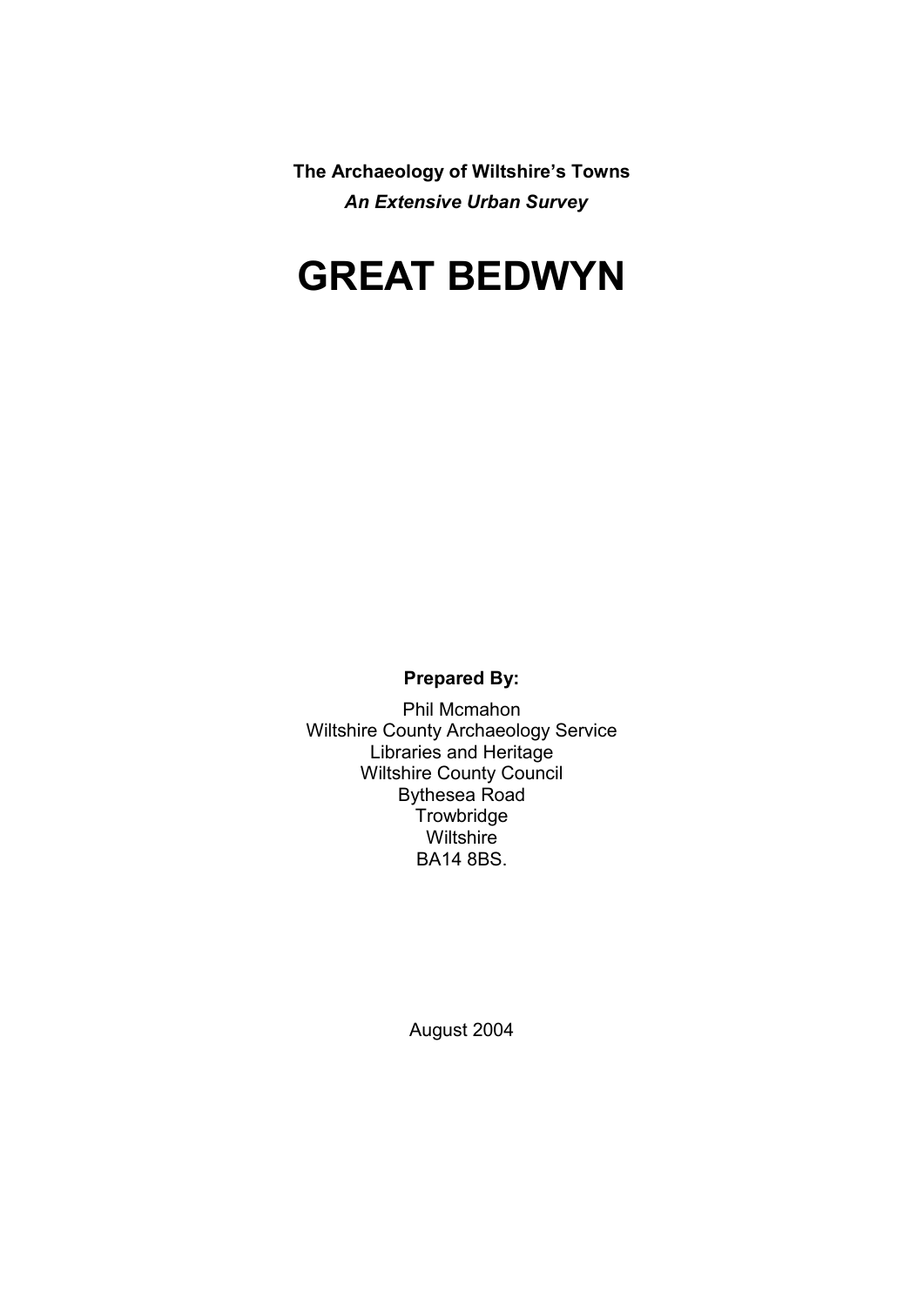**The Archaeology of Wiltshire's Towns**

***An Extensive Urban Survey***

# GREAT BEDWYN

**Prepared By:**

Phil Mcmahon
Wiltshire County Archaeology Service
Libraries and Heritage
Wiltshire County Council
Bythesea Road
Trowbridge
Wiltshire
BA14 8BS.

August 2004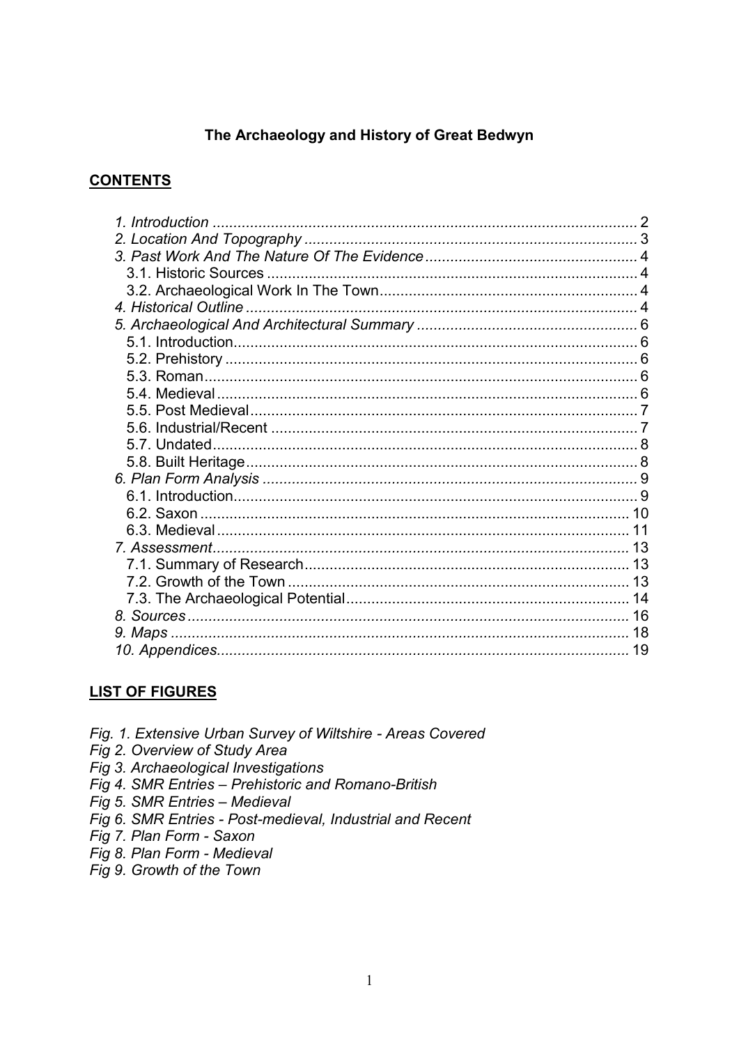**The Archaeology and History of Great Bedwyn**

**CONTENTS**

*1. Introduction* .......... 2
*2. Location And Topography* .......... 3
*3. Past Work And The Nature Of The Evidence* .......... 4
  3.1. Historic Sources .......... 4
  3.2. Archaeological Work In The Town .......... 4
*4. Historical Outline* .......... 4
*5. Archaeological And Architectural Summary* .......... 6
  5.1. Introduction .......... 6
  5.2. Prehistory .......... 6
  5.3. Roman .......... 6
  5.4. Medieval .......... 6
  5.5. Post Medieval .......... 7
  5.6. Industrial/Recent .......... 7
  5.7. Undated .......... 8
  5.8. Built Heritage .......... 8
*6. Plan Form Analysis* .......... 9
  6.1. Introduction .......... 9
  6.2. Saxon .......... 10
  6.3. Medieval .......... 11
*7. Assessment* .......... 13
  7.1. Summary of Research .......... 13
  7.2. Growth of the Town .......... 13
  7.3. The Archaeological Potential .......... 14
*8. Sources* .......... 16
*9. Maps* .......... 18
*10. Appendices* .......... 19

**LIST OF FIGURES**

*Fig. 1. Extensive Urban Survey of Wiltshire - Areas Covered*
*Fig 2. Overview of Study Area*
*Fig 3. Archaeological Investigations*
*Fig 4. SMR Entries – Prehistoric and Romano-British*
*Fig 5. SMR Entries – Medieval*
*Fig 6. SMR Entries - Post-medieval, Industrial and Recent*
*Fig 7. Plan Form - Saxon*
*Fig 8. Plan Form - Medieval*
*Fig 9. Growth of the Town*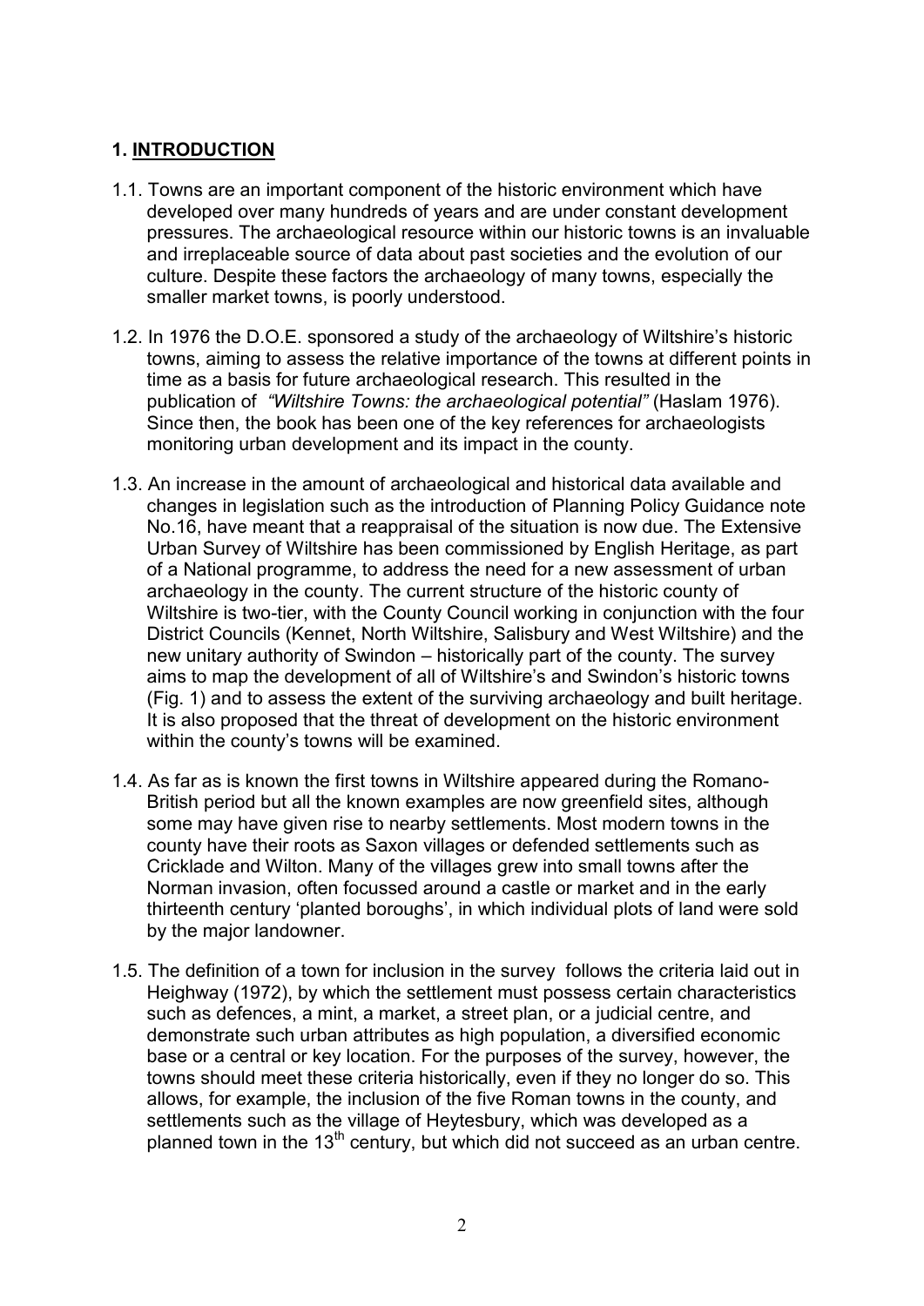## 1. INTRODUCTION

1.1. Towns are an important component of the historic environment which have developed over many hundreds of years and are under constant development pressures. The archaeological resource within our historic towns is an invaluable and irreplaceable source of data about past societies and the evolution of our culture. Despite these factors the archaeology of many towns, especially the smaller market towns, is poorly understood.

1.2. In 1976 the D.O.E. sponsored a study of the archaeology of Wiltshire's historic towns, aiming to assess the relative importance of the towns at different points in time as a basis for future archaeological research. This resulted in the publication of *"Wiltshire Towns: the archaeological potential"* (Haslam 1976). Since then, the book has been one of the key references for archaeologists monitoring urban development and its impact in the county.

1.3. An increase in the amount of archaeological and historical data available and changes in legislation such as the introduction of Planning Policy Guidance note No.16, have meant that a reappraisal of the situation is now due. The Extensive Urban Survey of Wiltshire has been commissioned by English Heritage, as part of a National programme, to address the need for a new assessment of urban archaeology in the county. The current structure of the historic county of Wiltshire is two-tier, with the County Council working in conjunction with the four District Councils (Kennet, North Wiltshire, Salisbury and West Wiltshire) and the new unitary authority of Swindon – historically part of the county. The survey aims to map the development of all of Wiltshire's and Swindon's historic towns (Fig. 1) and to assess the extent of the surviving archaeology and built heritage. It is also proposed that the threat of development on the historic environment within the county's towns will be examined.

1.4. As far as is known the first towns in Wiltshire appeared during the Romano-British period but all the known examples are now greenfield sites, although some may have given rise to nearby settlements. Most modern towns in the county have their roots as Saxon villages or defended settlements such as Cricklade and Wilton. Many of the villages grew into small towns after the Norman invasion, often focussed around a castle or market and in the early thirteenth century 'planted boroughs', in which individual plots of land were sold by the major landowner.

1.5. The definition of a town for inclusion in the survey follows the criteria laid out in Heighway (1972), by which the settlement must possess certain characteristics such as defences, a mint, a market, a street plan, or a judicial centre, and demonstrate such urban attributes as high population, a diversified economic base or a central or key location. For the purposes of the survey, however, the towns should meet these criteria historically, even if they no longer do so. This allows, for example, the inclusion of the five Roman towns in the county, and settlements such as the village of Heytesbury, which was developed as a planned town in the 13th century, but which did not succeed as an urban centre.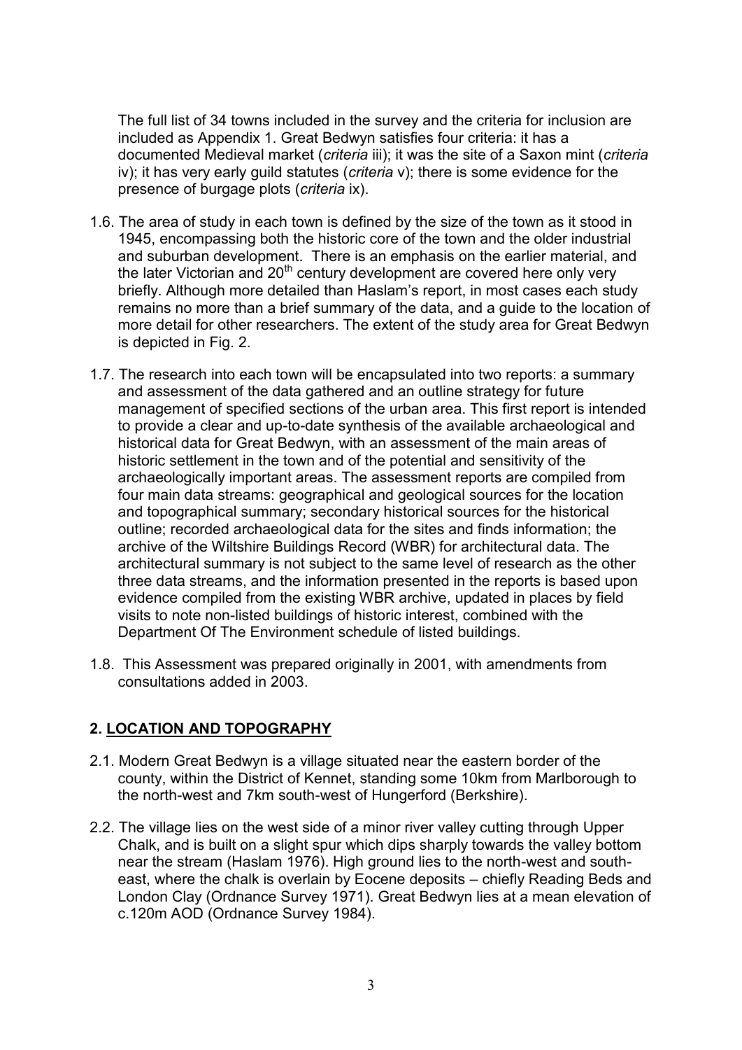The full list of 34 towns included in the survey and the criteria for inclusion are included as Appendix 1. Great Bedwyn satisfies four criteria: it has a documented Medieval market (*criteria* iii); it was the site of a Saxon mint (*criteria* iv); it has very early guild statutes (*criteria* v); there is some evidence for the presence of burgage plots (*criteria* ix).

1.6. The area of study in each town is defined by the size of the town as it stood in 1945, encompassing both the historic core of the town and the older industrial and suburban development. There is an emphasis on the earlier material, and the later Victorian and 20th century development are covered here only very briefly. Although more detailed than Haslam's report, in most cases each study remains no more than a brief summary of the data, and a guide to the location of more detail for other researchers. The extent of the study area for Great Bedwyn is depicted in Fig. 2.

1.7. The research into each town will be encapsulated into two reports: a summary and assessment of the data gathered and an outline strategy for future management of specified sections of the urban area. This first report is intended to provide a clear and up-to-date synthesis of the available archaeological and historical data for Great Bedwyn, with an assessment of the main areas of historic settlement in the town and of the potential and sensitivity of the archaeologically important areas. The assessment reports are compiled from four main data streams: geographical and geological sources for the location and topographical summary; secondary historical sources for the historical outline; recorded archaeological data for the sites and finds information; the archive of the Wiltshire Buildings Record (WBR) for architectural data. The architectural summary is not subject to the same level of research as the other three data streams, and the information presented in the reports is based upon evidence compiled from the existing WBR archive, updated in places by field visits to note non-listed buildings of historic interest, combined with the Department Of The Environment schedule of listed buildings.

1.8. This Assessment was prepared originally in 2001, with amendments from consultations added in 2003.

## 2. LOCATION AND TOPOGRAPHY

2.1. Modern Great Bedwyn is a village situated near the eastern border of the county, within the District of Kennet, standing some 10km from Marlborough to the north-west and 7km south-west of Hungerford (Berkshire).

2.2. The village lies on the west side of a minor river valley cutting through Upper Chalk, and is built on a slight spur which dips sharply towards the valley bottom near the stream (Haslam 1976). High ground lies to the north-west and south-east, where the chalk is overlain by Eocene deposits – chiefly Reading Beds and London Clay (Ordnance Survey 1971). Great Bedwyn lies at a mean elevation of c.120m AOD (Ordnance Survey 1984).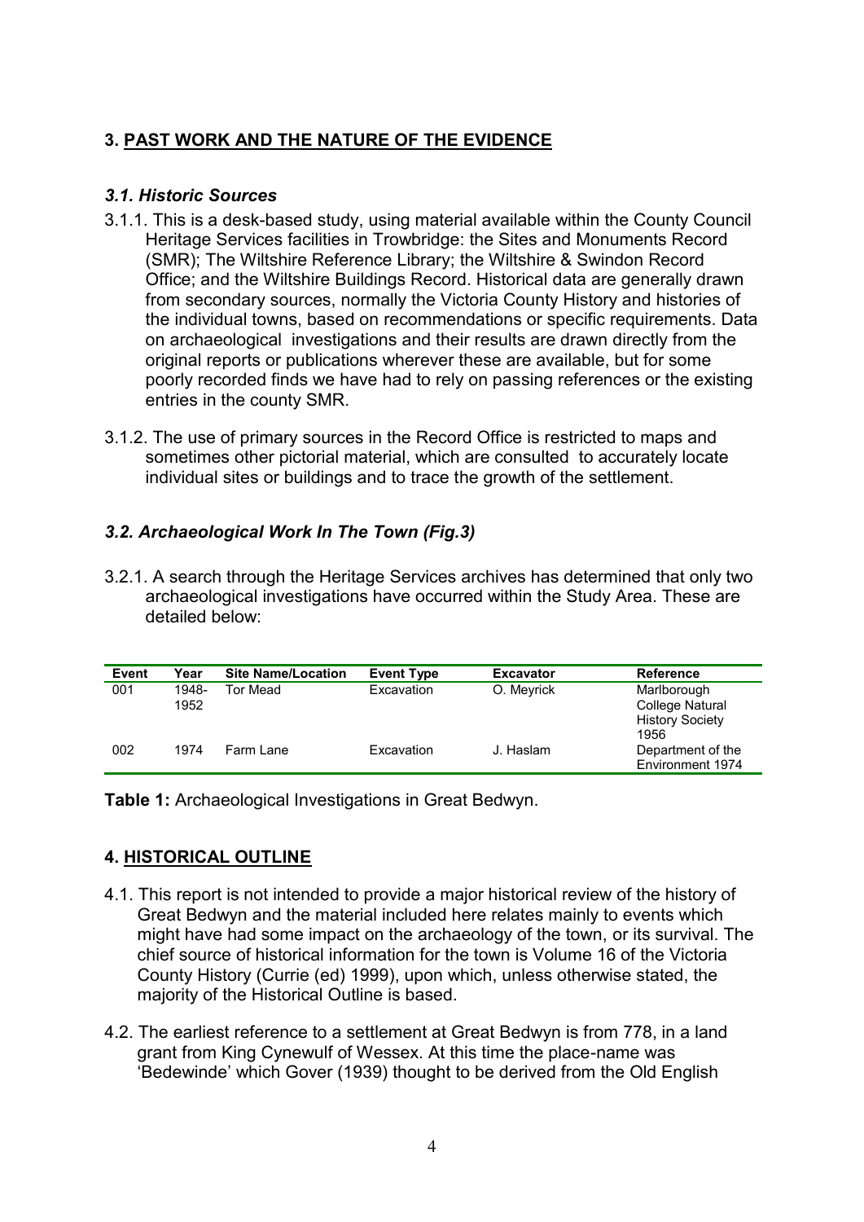## 3. PAST WORK AND THE NATURE OF THE EVIDENCE

### *3.1. Historic Sources*

3.1.1. This is a desk-based study, using material available within the County Council Heritage Services facilities in Trowbridge: the Sites and Monuments Record (SMR); The Wiltshire Reference Library; the Wiltshire & Swindon Record Office; and the Wiltshire Buildings Record. Historical data are generally drawn from secondary sources, normally the Victoria County History and histories of the individual towns, based on recommendations or specific requirements. Data on archaeological investigations and their results are drawn directly from the original reports or publications wherever these are available, but for some poorly recorded finds we have had to rely on passing references or the existing entries in the county SMR.

3.1.2. The use of primary sources in the Record Office is restricted to maps and sometimes other pictorial material, which are consulted to accurately locate individual sites or buildings and to trace the growth of the settlement.

### *3.2. Archaeological Work In The Town (Fig.3)*

3.2.1. A search through the Heritage Services archives has determined that only two archaeological investigations have occurred within the Study Area. These are detailed below:

| Event | Year | Site Name/Location | Event Type | Excavator | Reference |
|---|---|---|---|---|---|
| 001 | 1948-1952 | Tor Mead | Excavation | O. Meyrick | Marlborough College Natural History Society 1956 |
| 002 | 1974 | Farm Lane | Excavation | J. Haslam | Department of the Environment 1974 |

**Table 1:** Archaeological Investigations in Great Bedwyn.

## 4. HISTORICAL OUTLINE

4.1. This report is not intended to provide a major historical review of the history of Great Bedwyn and the material included here relates mainly to events which might have had some impact on the archaeology of the town, or its survival. The chief source of historical information for the town is Volume 16 of the Victoria County History (Currie (ed) 1999), upon which, unless otherwise stated, the majority of the Historical Outline is based.

4.2. The earliest reference to a settlement at Great Bedwyn is from 778, in a land grant from King Cynewulf of Wessex. At this time the place-name was 'Bedewinde' which Gover (1939) thought to be derived from the Old English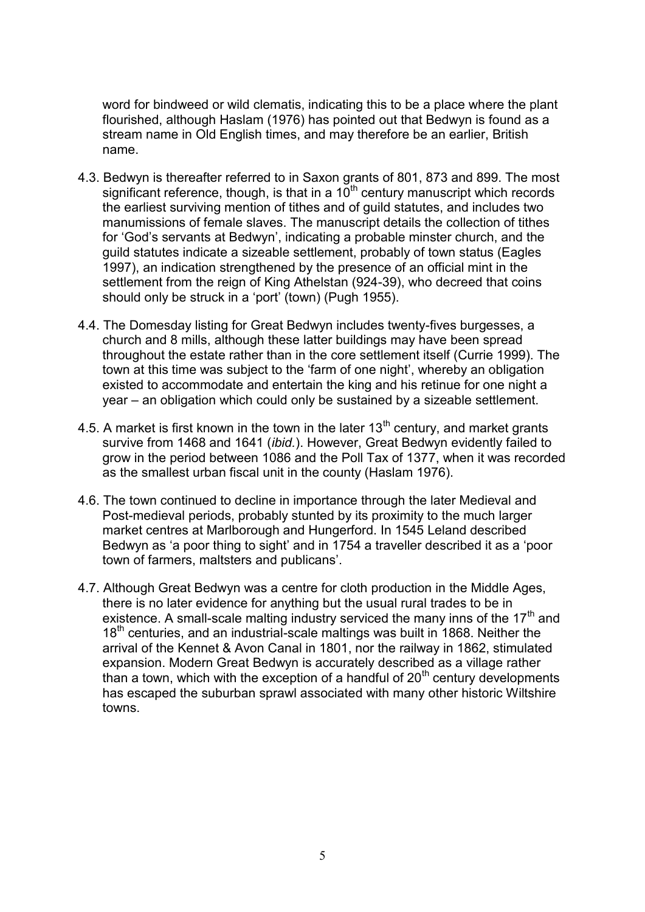word for bindweed or wild clematis, indicating this to be a place where the plant flourished, although Haslam (1976) has pointed out that Bedwyn is found as a stream name in Old English times, and may therefore be an earlier, British name.

4.3. Bedwyn is thereafter referred to in Saxon grants of 801, 873 and 899. The most significant reference, though, is that in a 10th century manuscript which records the earliest surviving mention of tithes and of guild statutes, and includes two manumissions of female slaves. The manuscript details the collection of tithes for 'God's servants at Bedwyn', indicating a probable minster church, and the guild statutes indicate a sizeable settlement, probably of town status (Eagles 1997), an indication strengthened by the presence of an official mint in the settlement from the reign of King Athelstan (924-39), who decreed that coins should only be struck in a 'port' (town) (Pugh 1955).

4.4. The Domesday listing for Great Bedwyn includes twenty-fives burgesses, a church and 8 mills, although these latter buildings may have been spread throughout the estate rather than in the core settlement itself (Currie 1999). The town at this time was subject to the 'farm of one night', whereby an obligation existed to accommodate and entertain the king and his retinue for one night a year – an obligation which could only be sustained by a sizeable settlement.

4.5. A market is first known in the town in the later 13th century, and market grants survive from 1468 and 1641 (*ibid.*). However, Great Bedwyn evidently failed to grow in the period between 1086 and the Poll Tax of 1377, when it was recorded as the smallest urban fiscal unit in the county (Haslam 1976).

4.6. The town continued to decline in importance through the later Medieval and Post-medieval periods, probably stunted by its proximity to the much larger market centres at Marlborough and Hungerford. In 1545 Leland described Bedwyn as 'a poor thing to sight' and in 1754 a traveller described it as a 'poor town of farmers, maltsters and publicans'.

4.7. Although Great Bedwyn was a centre for cloth production in the Middle Ages, there is no later evidence for anything but the usual rural trades to be in existence. A small-scale malting industry serviced the many inns of the 17th and 18th centuries, and an industrial-scale maltings was built in 1868. Neither the arrival of the Kennet & Avon Canal in 1801, nor the railway in 1862, stimulated expansion. Modern Great Bedwyn is accurately described as a village rather than a town, which with the exception of a handful of 20th century developments has escaped the suburban sprawl associated with many other historic Wiltshire towns.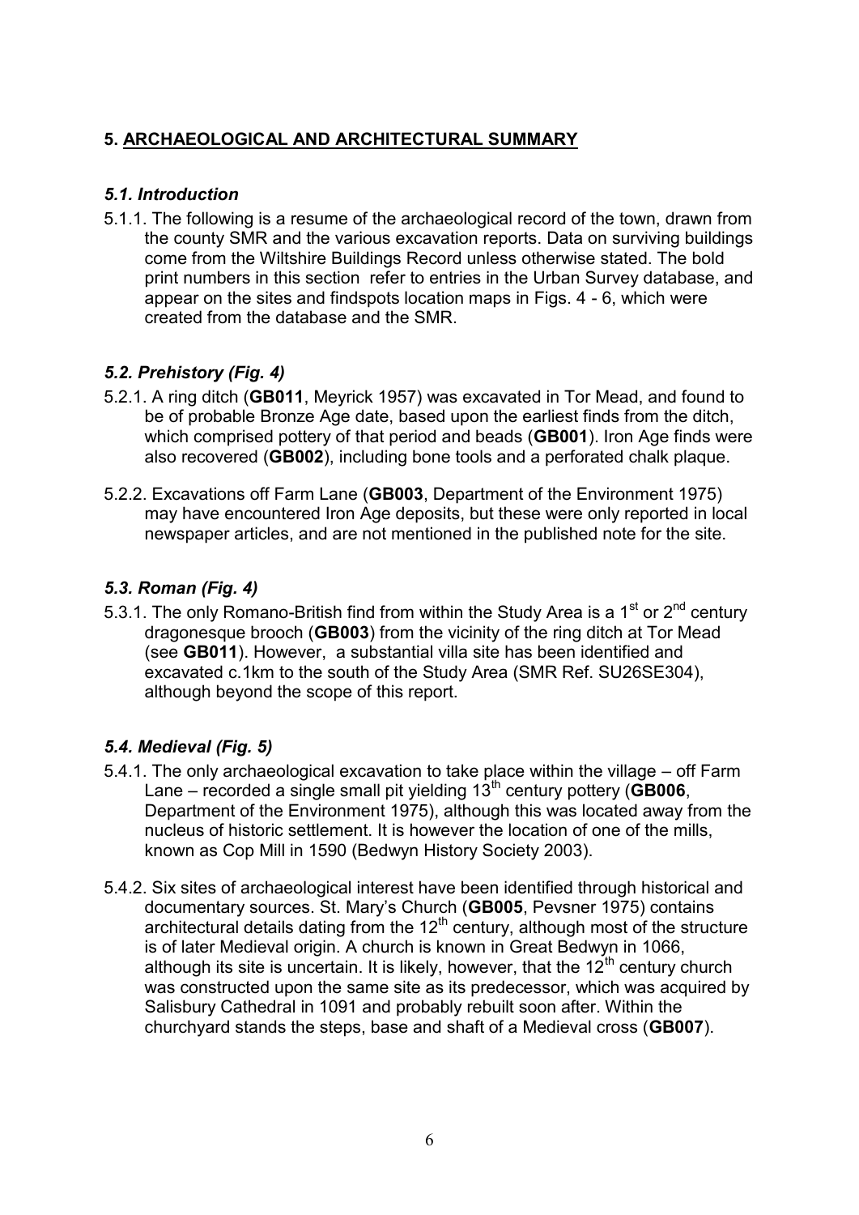## 5. <u>ARCHAEOLOGICAL AND ARCHITECTURAL SUMMARY</u>

### *5.1. Introduction*

5.1.1. The following is a resume of the archaeological record of the town, drawn from the county SMR and the various excavation reports. Data on surviving buildings come from the Wiltshire Buildings Record unless otherwise stated. The bold print numbers in this section refer to entries in the Urban Survey database, and appear on the sites and findspots location maps in Figs. 4 - 6, which were created from the database and the SMR.

### *5.2. Prehistory (Fig. 4)*

5.2.1. A ring ditch (**GB011**, Meyrick 1957) was excavated in Tor Mead, and found to be of probable Bronze Age date, based upon the earliest finds from the ditch, which comprised pottery of that period and beads (**GB001**). Iron Age finds were also recovered (**GB002**), including bone tools and a perforated chalk plaque.

5.2.2. Excavations off Farm Lane (**GB003**, Department of the Environment 1975) may have encountered Iron Age deposits, but these were only reported in local newspaper articles, and are not mentioned in the published note for the site.

### *5.3. Roman (Fig. 4)*

5.3.1. The only Romano-British find from within the Study Area is a 1st or 2nd century dragonesque brooch (**GB003**) from the vicinity of the ring ditch at Tor Mead (see **GB011**). However, a substantial villa site has been identified and excavated c.1km to the south of the Study Area (SMR Ref. SU26SE304), although beyond the scope of this report.

### *5.4. Medieval (Fig. 5)*

5.4.1. The only archaeological excavation to take place within the village – off Farm Lane – recorded a single small pit yielding 13th century pottery (**GB006**, Department of the Environment 1975), although this was located away from the nucleus of historic settlement. It is however the location of one of the mills, known as Cop Mill in 1590 (Bedwyn History Society 2003).

5.4.2. Six sites of archaeological interest have been identified through historical and documentary sources. St. Mary's Church (**GB005**, Pevsner 1975) contains architectural details dating from the 12th century, although most of the structure is of later Medieval origin. A church is known in Great Bedwyn in 1066, although its site is uncertain. It is likely, however, that the 12th century church was constructed upon the same site as its predecessor, which was acquired by Salisbury Cathedral in 1091 and probably rebuilt soon after. Within the churchyard stands the steps, base and shaft of a Medieval cross (**GB007**).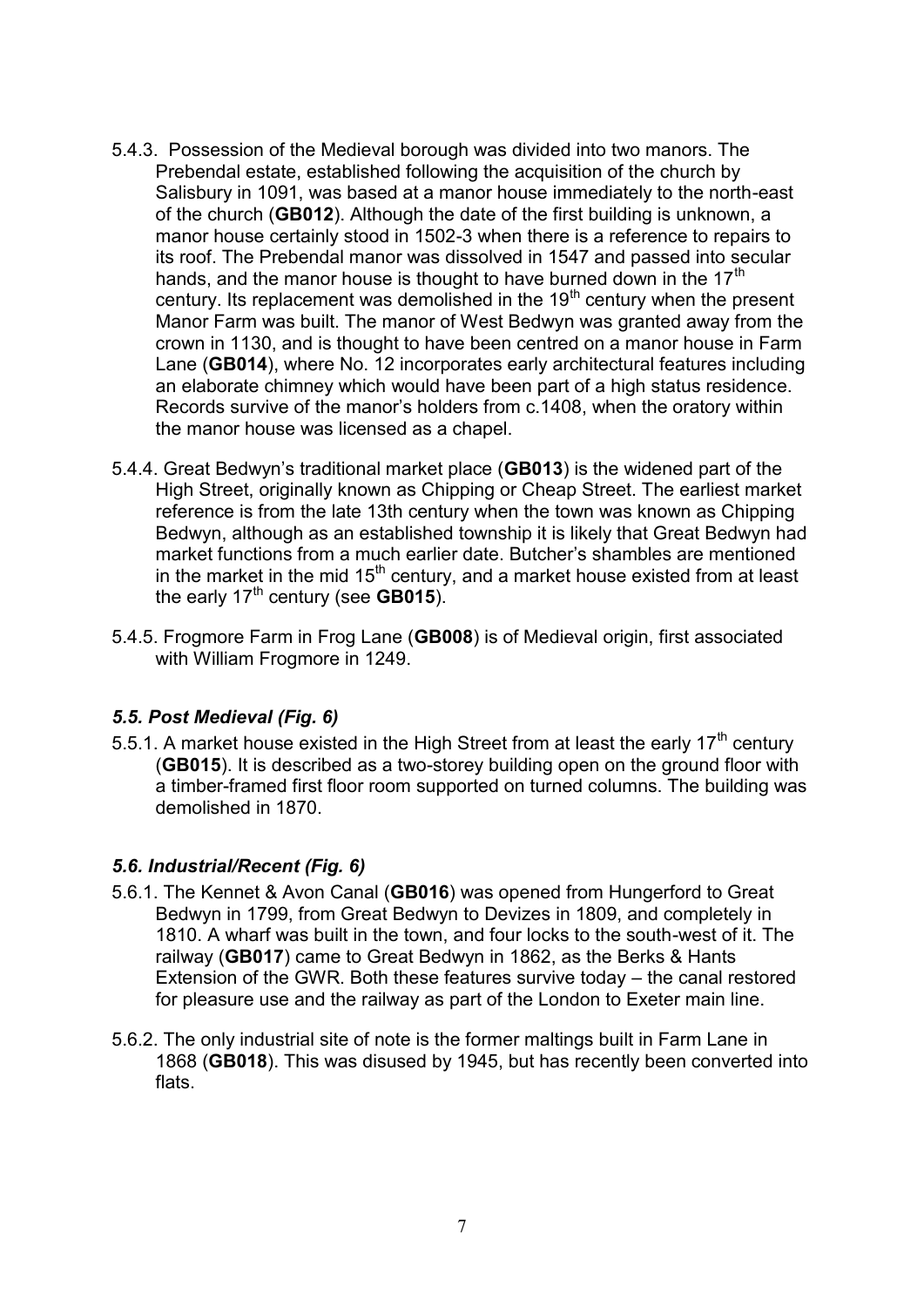5.4.3. Possession of the Medieval borough was divided into two manors. The Prebendal estate, established following the acquisition of the church by Salisbury in 1091, was based at a manor house immediately to the north-east of the church (**GB012**). Although the date of the first building is unknown, a manor house certainly stood in 1502-3 when there is a reference to repairs to its roof. The Prebendal manor was dissolved in 1547 and passed into secular hands, and the manor house is thought to have burned down in the 17th century. Its replacement was demolished in the 19th century when the present Manor Farm was built. The manor of West Bedwyn was granted away from the crown in 1130, and is thought to have been centred on a manor house in Farm Lane (**GB014**), where No. 12 incorporates early architectural features including an elaborate chimney which would have been part of a high status residence. Records survive of the manor's holders from c.1408, when the oratory within the manor house was licensed as a chapel.

5.4.4. Great Bedwyn's traditional market place (**GB013**) is the widened part of the High Street, originally known as Chipping or Cheap Street. The earliest market reference is from the late 13th century when the town was known as Chipping Bedwyn, although as an established township it is likely that Great Bedwyn had market functions from a much earlier date. Butcher's shambles are mentioned in the market in the mid 15th century, and a market house existed from at least the early 17th century (see **GB015**).

5.4.5. Frogmore Farm in Frog Lane (**GB008**) is of Medieval origin, first associated with William Frogmore in 1249.

### *5.5. Post Medieval (Fig. 6)*

5.5.1. A market house existed in the High Street from at least the early 17th century (**GB015**). It is described as a two-storey building open on the ground floor with a timber-framed first floor room supported on turned columns. The building was demolished in 1870.

### *5.6. Industrial/Recent (Fig. 6)*

5.6.1. The Kennet & Avon Canal (**GB016**) was opened from Hungerford to Great Bedwyn in 1799, from Great Bedwyn to Devizes in 1809, and completely in 1810. A wharf was built in the town, and four locks to the south-west of it. The railway (**GB017**) came to Great Bedwyn in 1862, as the Berks & Hants Extension of the GWR. Both these features survive today – the canal restored for pleasure use and the railway as part of the London to Exeter main line.

5.6.2. The only industrial site of note is the former maltings built in Farm Lane in 1868 (**GB018**). This was disused by 1945, but has recently been converted into flats.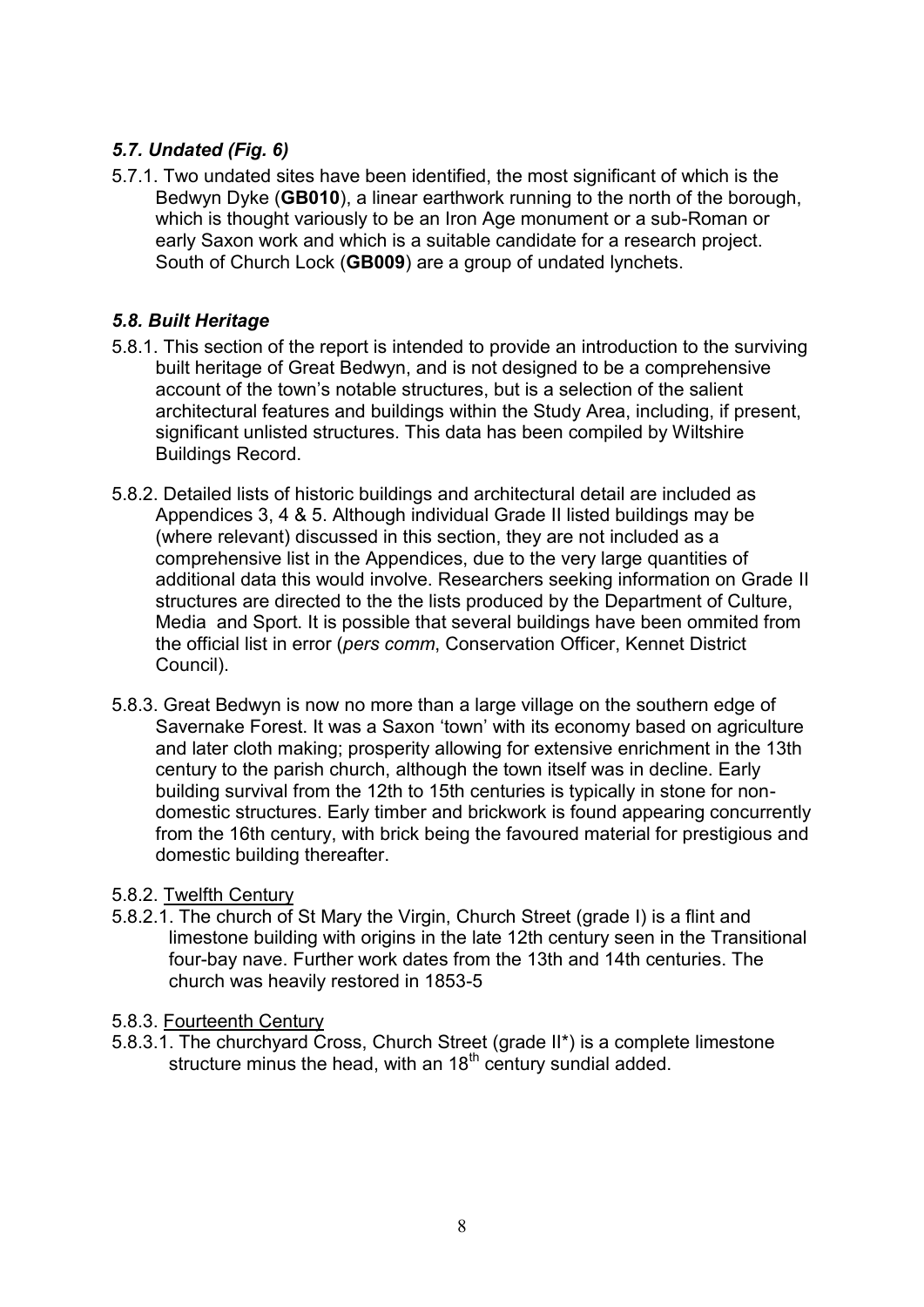### *5.7. Undated (Fig. 6)*

5.7.1. Two undated sites have been identified, the most significant of which is the Bedwyn Dyke (**GB010**), a linear earthwork running to the north of the borough, which is thought variously to be an Iron Age monument or a sub-Roman or early Saxon work and which is a suitable candidate for a research project. South of Church Lock (**GB009**) are a group of undated lynchets.

### *5.8. Built Heritage*

5.8.1. This section of the report is intended to provide an introduction to the surviving built heritage of Great Bedwyn, and is not designed to be a comprehensive account of the town's notable structures, but is a selection of the salient architectural features and buildings within the Study Area, including, if present, significant unlisted structures. This data has been compiled by Wiltshire Buildings Record.

5.8.2. Detailed lists of historic buildings and architectural detail are included as Appendices 3, 4 & 5. Although individual Grade II listed buildings may be (where relevant) discussed in this section, they are not included as a comprehensive list in the Appendices, due to the very large quantities of additional data this would involve. Researchers seeking information on Grade II structures are directed to the the lists produced by the Department of Culture, Media and Sport. It is possible that several buildings have been ommited from the official list in error (*pers comm*, Conservation Officer, Kennet District Council).

5.8.3. Great Bedwyn is now no more than a large village on the southern edge of Savernake Forest. It was a Saxon 'town' with its economy based on agriculture and later cloth making; prosperity allowing for extensive enrichment in the 13th century to the parish church, although the town itself was in decline. Early building survival from the 12th to 15th centuries is typically in stone for non-domestic structures. Early timber and brickwork is found appearing concurrently from the 16th century, with brick being the favoured material for prestigious and domestic building thereafter.

5.8.2. Twelfth Century

5.8.2.1. The church of St Mary the Virgin, Church Street (grade I) is a flint and limestone building with origins in the late 12th century seen in the Transitional four-bay nave. Further work dates from the 13th and 14th centuries. The church was heavily restored in 1853-5

5.8.3. Fourteenth Century

5.8.3.1. The churchyard Cross, Church Street (grade II*) is a complete limestone structure minus the head, with an 18th century sundial added.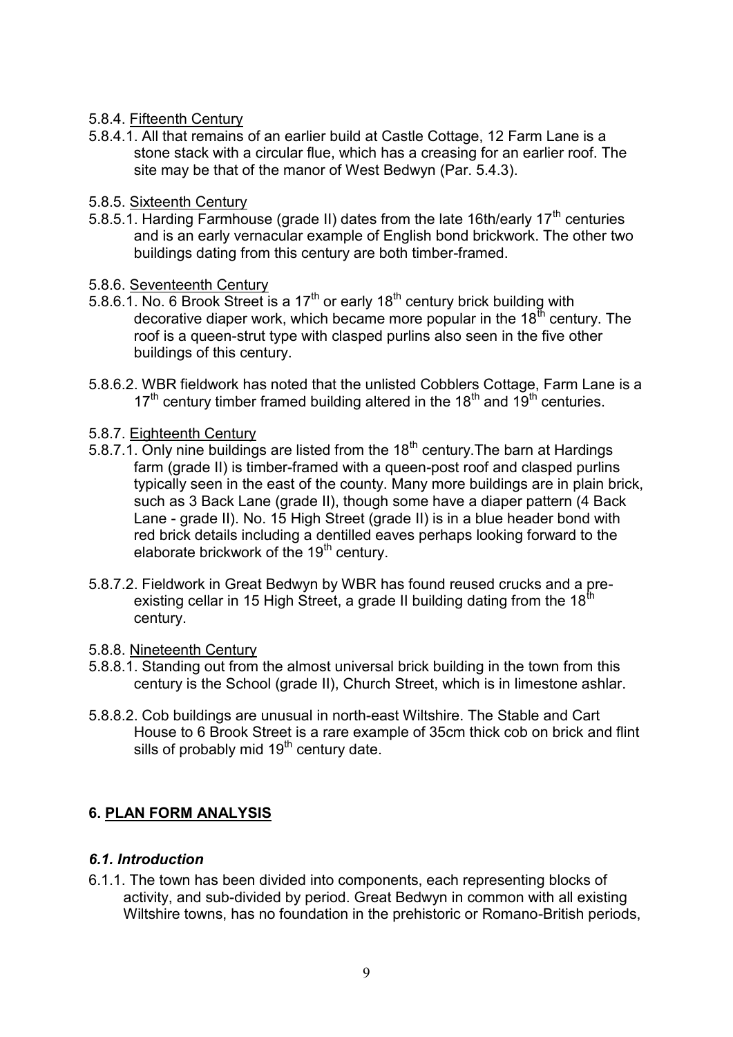5.8.4. Fifteenth Century

5.8.4.1. All that remains of an earlier build at Castle Cottage, 12 Farm Lane is a stone stack with a circular flue, which has a creasing for an earlier roof. The site may be that of the manor of West Bedwyn (Par. 5.4.3).

5.8.5. Sixteenth Century

5.8.5.1. Harding Farmhouse (grade II) dates from the late 16th/early 17th centuries and is an early vernacular example of English bond brickwork. The other two buildings dating from this century are both timber-framed.

5.8.6. Seventeenth Century

5.8.6.1. No. 6 Brook Street is a 17th or early 18th century brick building with decorative diaper work, which became more popular in the 18th century. The roof is a queen-strut type with clasped purlins also seen in the five other buildings of this century.

5.8.6.2. WBR fieldwork has noted that the unlisted Cobblers Cottage, Farm Lane is a 17th century timber framed building altered in the 18th and 19th centuries.

5.8.7. Eighteenth Century

5.8.7.1. Only nine buildings are listed from the 18th century.The barn at Hardings farm (grade II) is timber-framed with a queen-post roof and clasped purlins typically seen in the east of the county. Many more buildings are in plain brick, such as 3 Back Lane (grade II), though some have a diaper pattern (4 Back Lane - grade II). No. 15 High Street (grade II) is in a blue header bond with red brick details including a dentilled eaves perhaps looking forward to the elaborate brickwork of the 19th century.

5.8.7.2. Fieldwork in Great Bedwyn by WBR has found reused crucks and a pre-existing cellar in 15 High Street, a grade II building dating from the 18th century.

5.8.8. Nineteenth Century

5.8.8.1. Standing out from the almost universal brick building in the town from this century is the School (grade II), Church Street, which is in limestone ashlar.

5.8.8.2. Cob buildings are unusual in north-east Wiltshire. The Stable and Cart House to 6 Brook Street is a rare example of 35cm thick cob on brick and flint sills of probably mid 19th century date.

## 6. PLAN FORM ANALYSIS

### *6.1. Introduction*

6.1.1. The town has been divided into components, each representing blocks of activity, and sub-divided by period. Great Bedwyn in common with all existing Wiltshire towns, has no foundation in the prehistoric or Romano-British periods,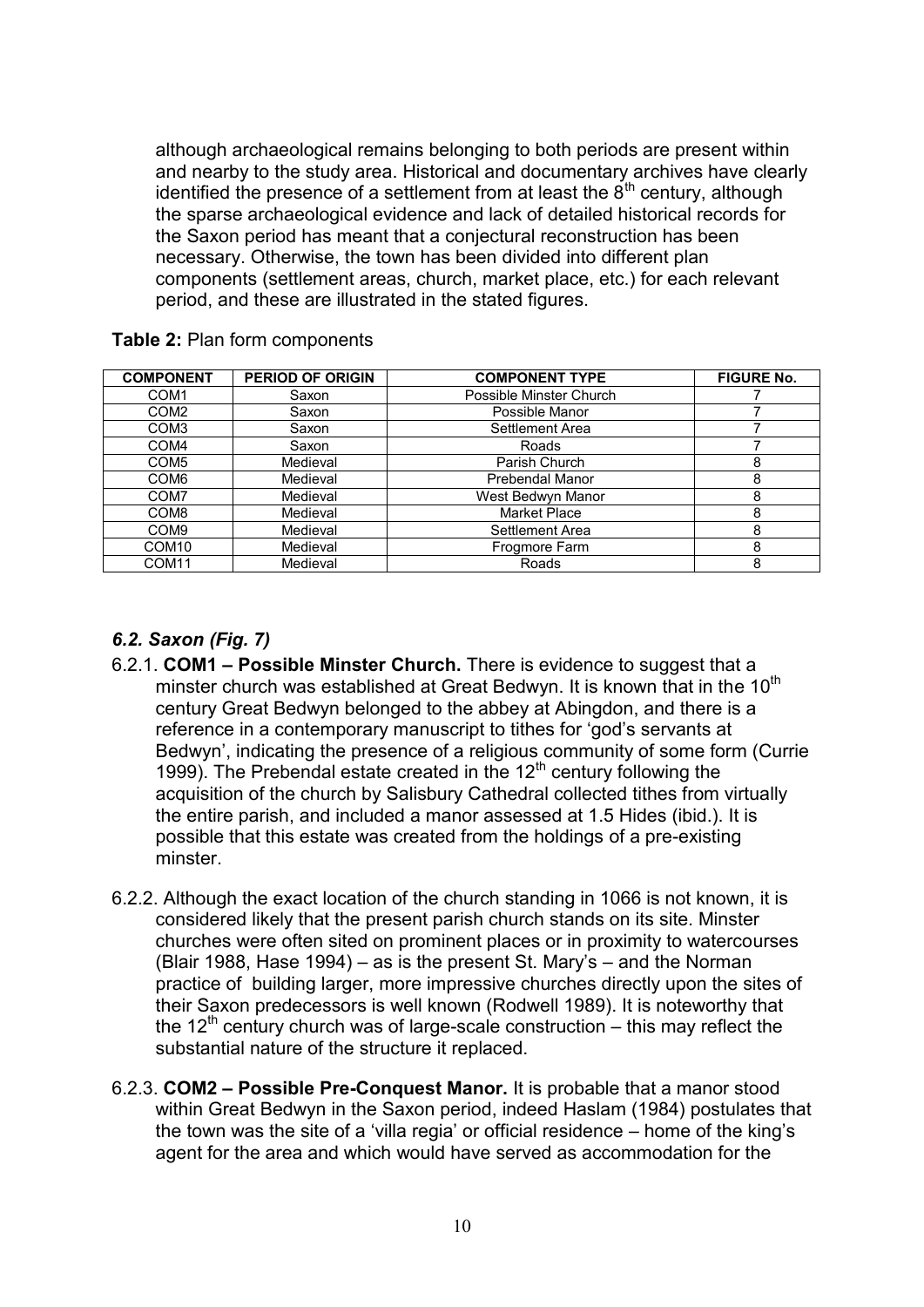although archaeological remains belonging to both periods are present within and nearby to the study area. Historical and documentary archives have clearly identified the presence of a settlement from at least the 8th century, although the sparse archaeological evidence and lack of detailed historical records for the Saxon period has meant that a conjectural reconstruction has been necessary. Otherwise, the town has been divided into different plan components (settlement areas, church, market place, etc.) for each relevant period, and these are illustrated in the stated figures.

**Table 2:** Plan form components

| COMPONENT | PERIOD OF ORIGIN | COMPONENT TYPE | FIGURE No. |
|---|---|---|---|
| COM1 | Saxon | Possible Minster Church | 7 |
| COM2 | Saxon | Possible Manor | 7 |
| COM3 | Saxon | Settlement Area | 7 |
| COM4 | Saxon | Roads | 7 |
| COM5 | Medieval | Parish Church | 8 |
| COM6 | Medieval | Prebendal Manor | 8 |
| COM7 | Medieval | West Bedwyn Manor | 8 |
| COM8 | Medieval | Market Place | 8 |
| COM9 | Medieval | Settlement Area | 8 |
| COM10 | Medieval | Frogmore Farm | 8 |
| COM11 | Medieval | Roads | 8 |

### *6.2. Saxon (Fig. 7)*

6.2.1. **COM1 – Possible Minster Church.** There is evidence to suggest that a minster church was established at Great Bedwyn. It is known that in the 10th century Great Bedwyn belonged to the abbey at Abingdon, and there is a reference in a contemporary manuscript to tithes for 'god's servants at Bedwyn', indicating the presence of a religious community of some form (Currie 1999). The Prebendal estate created in the 12th century following the acquisition of the church by Salisbury Cathedral collected tithes from virtually the entire parish, and included a manor assessed at 1.5 Hides (ibid.). It is possible that this estate was created from the holdings of a pre-existing minster.

6.2.2. Although the exact location of the church standing in 1066 is not known, it is considered likely that the present parish church stands on its site. Minster churches were often sited on prominent places or in proximity to watercourses (Blair 1988, Hase 1994) – as is the present St. Mary's – and the Norman practice of building larger, more impressive churches directly upon the sites of their Saxon predecessors is well known (Rodwell 1989). It is noteworthy that the 12th century church was of large-scale construction – this may reflect the substantial nature of the structure it replaced.

6.2.3. **COM2 – Possible Pre-Conquest Manor.** It is probable that a manor stood within Great Bedwyn in the Saxon period, indeed Haslam (1984) postulates that the town was the site of a 'villa regia' or official residence – home of the king's agent for the area and which would have served as accommodation for the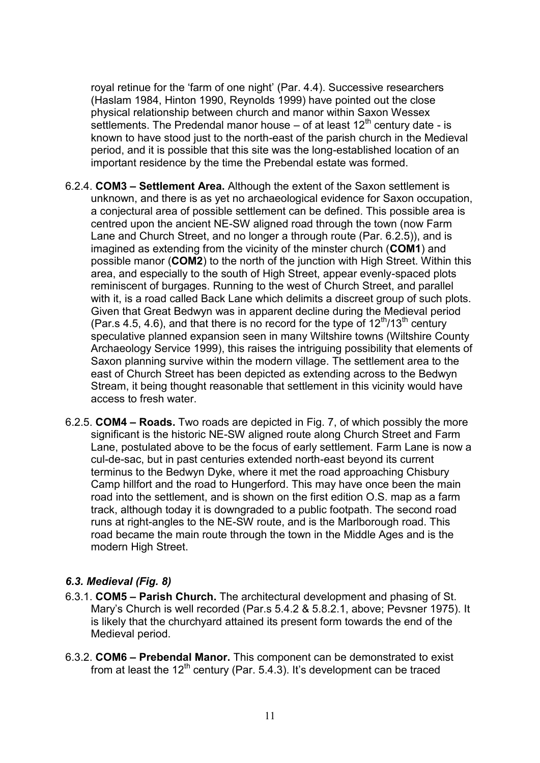royal retinue for the 'farm of one night' (Par. 4.4). Successive researchers (Haslam 1984, Hinton 1990, Reynolds 1999) have pointed out the close physical relationship between church and manor within Saxon Wessex settlements. The Predendal manor house – of at least 12th century date - is known to have stood just to the north-east of the parish church in the Medieval period, and it is possible that this site was the long-established location of an important residence by the time the Prebendal estate was formed.

6.2.4. **COM3 – Settlement Area.** Although the extent of the Saxon settlement is unknown, and there is as yet no archaeological evidence for Saxon occupation, a conjectural area of possible settlement can be defined. This possible area is centred upon the ancient NE-SW aligned road through the town (now Farm Lane and Church Street, and no longer a through route (Par. 6.2.5)), and is imagined as extending from the vicinity of the minster church (**COM1**) and possible manor (**COM2**) to the north of the junction with High Street. Within this area, and especially to the south of High Street, appear evenly-spaced plots reminiscent of burgages. Running to the west of Church Street, and parallel with it, is a road called Back Lane which delimits a discreet group of such plots. Given that Great Bedwyn was in apparent decline during the Medieval period (Par.s 4.5, 4.6), and that there is no record for the type of 12th/13th century speculative planned expansion seen in many Wiltshire towns (Wiltshire County Archaeology Service 1999), this raises the intriguing possibility that elements of Saxon planning survive within the modern village. The settlement area to the east of Church Street has been depicted as extending across to the Bedwyn Stream, it being thought reasonable that settlement in this vicinity would have access to fresh water.

6.2.5. **COM4 – Roads.** Two roads are depicted in Fig. 7, of which possibly the more significant is the historic NE-SW aligned route along Church Street and Farm Lane, postulated above to be the focus of early settlement. Farm Lane is now a cul-de-sac, but in past centuries extended north-east beyond its current terminus to the Bedwyn Dyke, where it met the road approaching Chisbury Camp hillfort and the road to Hungerford. This may have once been the main road into the settlement, and is shown on the first edition O.S. map as a farm track, although today it is downgraded to a public footpath. The second road runs at right-angles to the NE-SW route, and is the Marlborough road. This road became the main route through the town in the Middle Ages and is the modern High Street.

### *6.3. Medieval (Fig. 8)*

6.3.1. **COM5 – Parish Church.** The architectural development and phasing of St. Mary's Church is well recorded (Par.s 5.4.2 & 5.8.2.1, above; Pevsner 1975). It is likely that the churchyard attained its present form towards the end of the Medieval period.

6.3.2. **COM6 – Prebendal Manor.** This component can be demonstrated to exist from at least the 12th century (Par. 5.4.3). It's development can be traced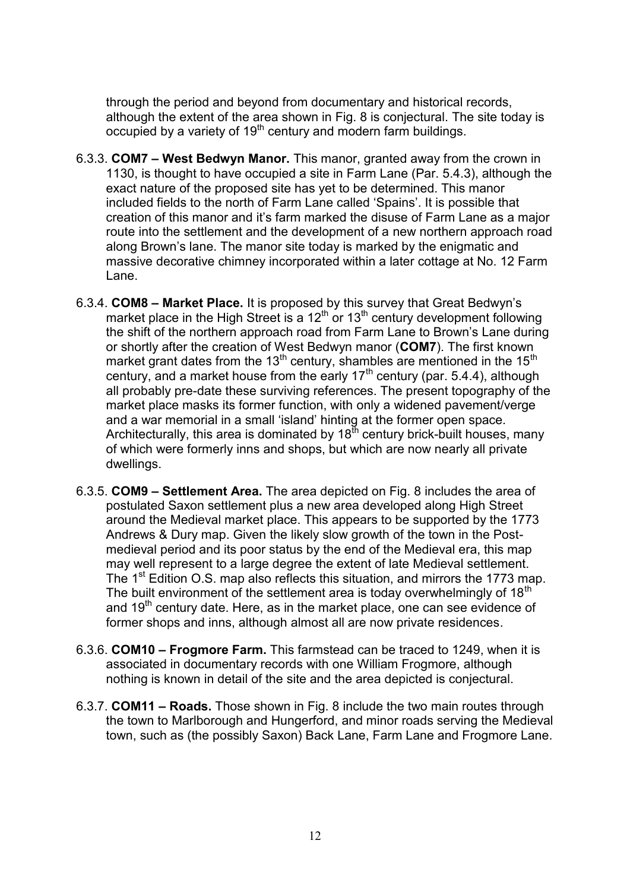through the period and beyond from documentary and historical records, although the extent of the area shown in Fig. 8 is conjectural. The site today is occupied by a variety of 19th century and modern farm buildings.

6.3.3. **COM7 – West Bedwyn Manor.** This manor, granted away from the crown in 1130, is thought to have occupied a site in Farm Lane (Par. 5.4.3), although the exact nature of the proposed site has yet to be determined. This manor included fields to the north of Farm Lane called 'Spains'. It is possible that creation of this manor and it's farm marked the disuse of Farm Lane as a major route into the settlement and the development of a new northern approach road along Brown's lane. The manor site today is marked by the enigmatic and massive decorative chimney incorporated within a later cottage at No. 12 Farm Lane.

6.3.4. **COM8 – Market Place.** It is proposed by this survey that Great Bedwyn's market place in the High Street is a 12th or 13th century development following the shift of the northern approach road from Farm Lane to Brown's Lane during or shortly after the creation of West Bedwyn manor (**COM7**). The first known market grant dates from the 13th century, shambles are mentioned in the 15th century, and a market house from the early 17th century (par. 5.4.4), although all probably pre-date these surviving references. The present topography of the market place masks its former function, with only a widened pavement/verge and a war memorial in a small 'island' hinting at the former open space. Architecturally, this area is dominated by 18th century brick-built houses, many of which were formerly inns and shops, but which are now nearly all private dwellings.

6.3.5. **COM9 – Settlement Area.** The area depicted on Fig. 8 includes the area of postulated Saxon settlement plus a new area developed along High Street around the Medieval market place. This appears to be supported by the 1773 Andrews & Dury map. Given the likely slow growth of the town in the Post-medieval period and its poor status by the end of the Medieval era, this map may well represent to a large degree the extent of late Medieval settlement. The 1st Edition O.S. map also reflects this situation, and mirrors the 1773 map. The built environment of the settlement area is today overwhelmingly of 18th and 19th century date. Here, as in the market place, one can see evidence of former shops and inns, although almost all are now private residences.

6.3.6. **COM10 – Frogmore Farm.** This farmstead can be traced to 1249, when it is associated in documentary records with one William Frogmore, although nothing is known in detail of the site and the area depicted is conjectural.

6.3.7. **COM11 – Roads.** Those shown in Fig. 8 include the two main routes through the town to Marlborough and Hungerford, and minor roads serving the Medieval town, such as (the possibly Saxon) Back Lane, Farm Lane and Frogmore Lane.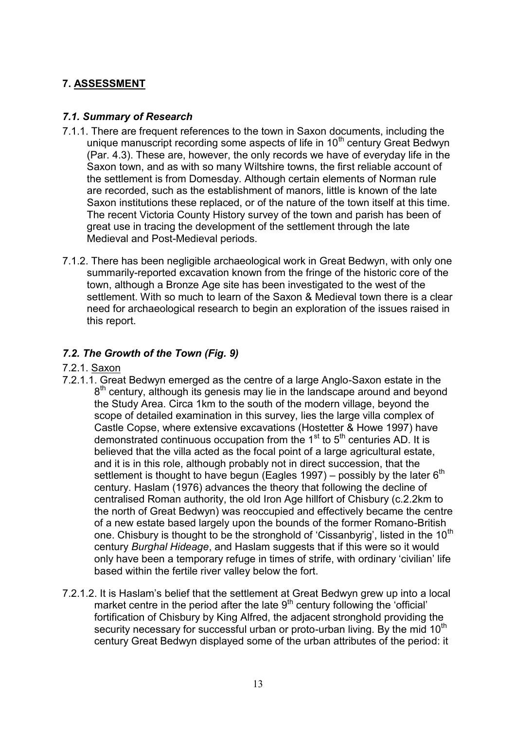## 7. ASSESSMENT

### *7.1. Summary of Research*

7.1.1. There are frequent references to the town in Saxon documents, including the unique manuscript recording some aspects of life in 10th century Great Bedwyn (Par. 4.3). These are, however, the only records we have of everyday life in the Saxon town, and as with so many Wiltshire towns, the first reliable account of the settlement is from Domesday. Although certain elements of Norman rule are recorded, such as the establishment of manors, little is known of the late Saxon institutions these replaced, or of the nature of the town itself at this time. The recent Victoria County History survey of the town and parish has been of great use in tracing the development of the settlement through the late Medieval and Post-Medieval periods.

7.1.2. There has been negligible archaeological work in Great Bedwyn, with only one summarily-reported excavation known from the fringe of the historic core of the town, although a Bronze Age site has been investigated to the west of the settlement. With so much to learn of the Saxon & Medieval town there is a clear need for archaeological research to begin an exploration of the issues raised in this report.

### *7.2. The Growth of the Town (Fig. 9)*

7.2.1. Saxon

7.2.1.1. Great Bedwyn emerged as the centre of a large Anglo-Saxon estate in the 8th century, although its genesis may lie in the landscape around and beyond the Study Area. Circa 1km to the south of the modern village, beyond the scope of detailed examination in this survey, lies the large villa complex of Castle Copse, where extensive excavations (Hostetter & Howe 1997) have demonstrated continuous occupation from the 1st to 5th centuries AD. It is believed that the villa acted as the focal point of a large agricultural estate, and it is in this role, although probably not in direct succession, that the settlement is thought to have begun (Eagles 1997) – possibly by the later 6th century. Haslam (1976) advances the theory that following the decline of centralised Roman authority, the old Iron Age hillfort of Chisbury (c.2.2km to the north of Great Bedwyn) was reoccupied and effectively became the centre of a new estate based largely upon the bounds of the former Romano-British one. Chisbury is thought to be the stronghold of 'Cissanbyrig', listed in the 10th century *Burghal Hideage*, and Haslam suggests that if this were so it would only have been a temporary refuge in times of strife, with ordinary 'civilian' life based within the fertile river valley below the fort.

7.2.1.2. It is Haslam's belief that the settlement at Great Bedwyn grew up into a local market centre in the period after the late 9th century following the 'official' fortification of Chisbury by King Alfred, the adjacent stronghold providing the security necessary for successful urban or proto-urban living. By the mid 10th century Great Bedwyn displayed some of the urban attributes of the period: it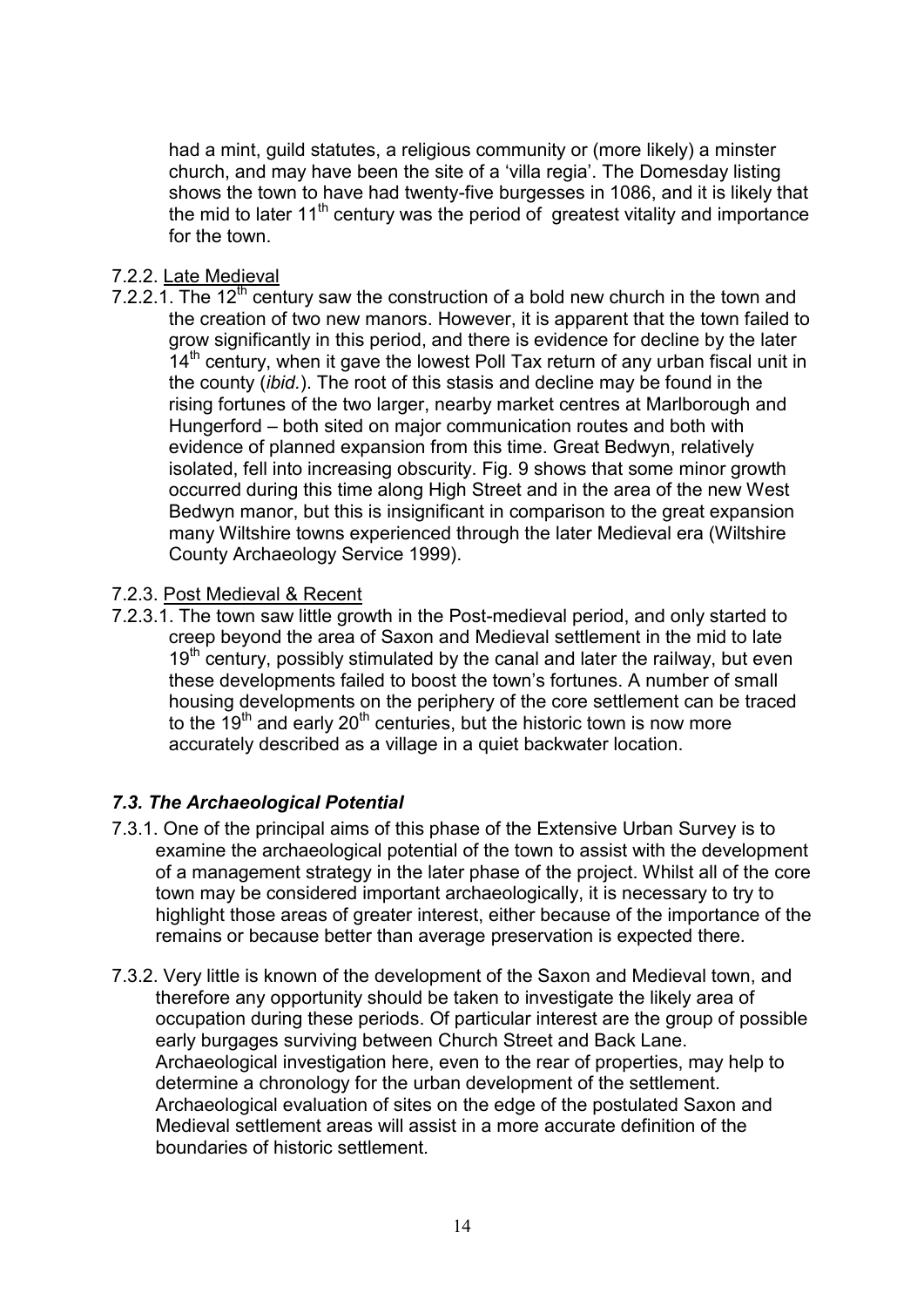had a mint, guild statutes, a religious community or (more likely) a minster church, and may have been the site of a 'villa regia'. The Domesday listing shows the town to have had twenty-five burgesses in 1086, and it is likely that the mid to later 11th century was the period of greatest vitality and importance for the town.

7.2.2. Late Medieval

7.2.2.1. The 12th century saw the construction of a bold new church in the town and the creation of two new manors. However, it is apparent that the town failed to grow significantly in this period, and there is evidence for decline by the later 14th century, when it gave the lowest Poll Tax return of any urban fiscal unit in the county (*ibid.*). The root of this stasis and decline may be found in the rising fortunes of the two larger, nearby market centres at Marlborough and Hungerford – both sited on major communication routes and both with evidence of planned expansion from this time. Great Bedwyn, relatively isolated, fell into increasing obscurity. Fig. 9 shows that some minor growth occurred during this time along High Street and in the area of the new West Bedwyn manor, but this is insignificant in comparison to the great expansion many Wiltshire towns experienced through the later Medieval era (Wiltshire County Archaeology Service 1999).

7.2.3. Post Medieval & Recent

7.2.3.1. The town saw little growth in the Post-medieval period, and only started to creep beyond the area of Saxon and Medieval settlement in the mid to late 19th century, possibly stimulated by the canal and later the railway, but even these developments failed to boost the town's fortunes. A number of small housing developments on the periphery of the core settlement can be traced to the 19th and early 20th centuries, but the historic town is now more accurately described as a village in a quiet backwater location.

### *7.3. The Archaeological Potential*

7.3.1. One of the principal aims of this phase of the Extensive Urban Survey is to examine the archaeological potential of the town to assist with the development of a management strategy in the later phase of the project. Whilst all of the core town may be considered important archaeologically, it is necessary to try to highlight those areas of greater interest, either because of the importance of the remains or because better than average preservation is expected there.

7.3.2. Very little is known of the development of the Saxon and Medieval town, and therefore any opportunity should be taken to investigate the likely area of occupation during these periods. Of particular interest are the group of possible early burgages surviving between Church Street and Back Lane. Archaeological investigation here, even to the rear of properties, may help to determine a chronology for the urban development of the settlement. Archaeological evaluation of sites on the edge of the postulated Saxon and Medieval settlement areas will assist in a more accurate definition of the boundaries of historic settlement.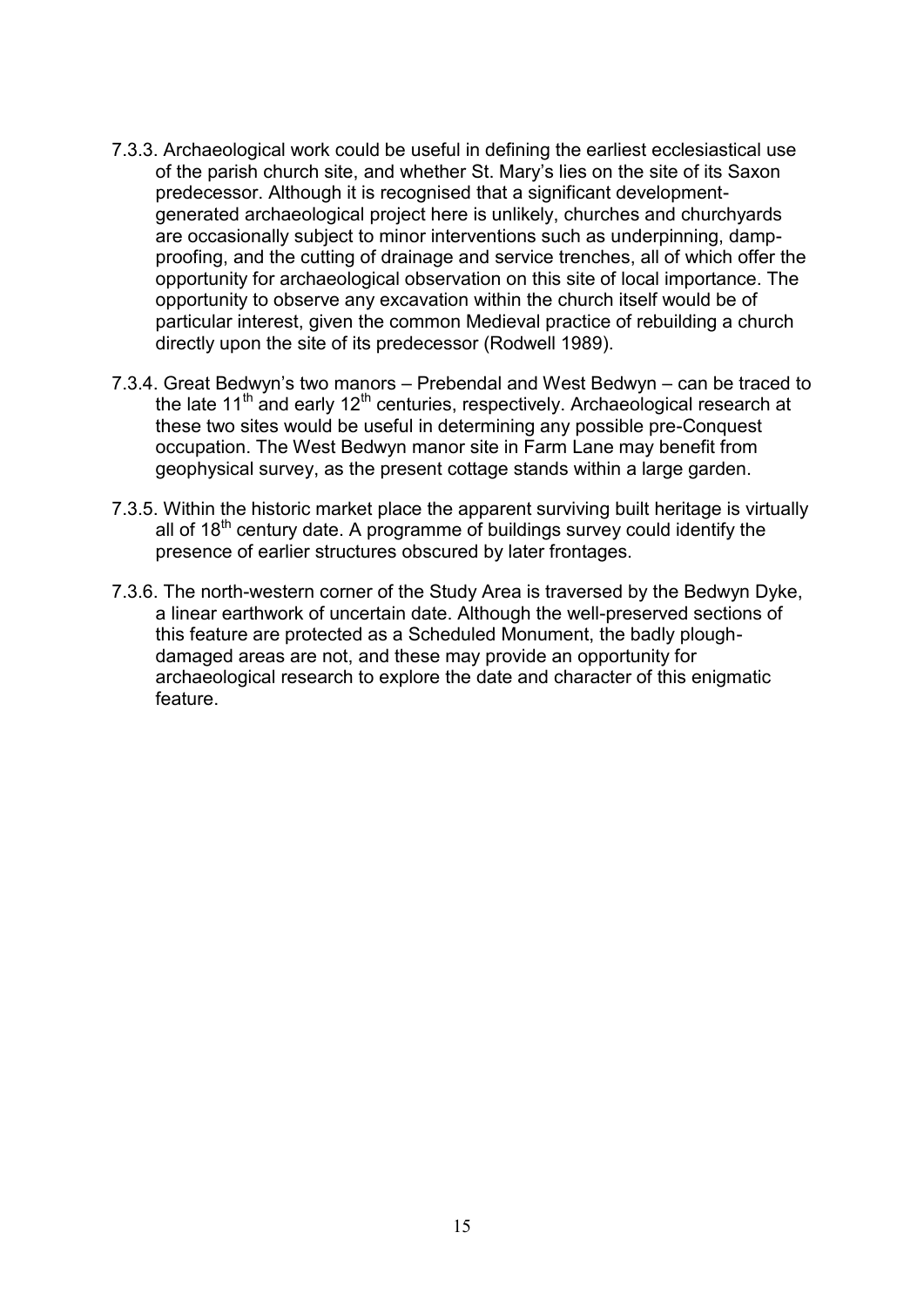7.3.3. Archaeological work could be useful in defining the earliest ecclesiastical use of the parish church site, and whether St. Mary's lies on the site of its Saxon predecessor. Although it is recognised that a significant development-generated archaeological project here is unlikely, churches and churchyards are occasionally subject to minor interventions such as underpinning, damp-proofing, and the cutting of drainage and service trenches, all of which offer the opportunity for archaeological observation on this site of local importance. The opportunity to observe any excavation within the church itself would be of particular interest, given the common Medieval practice of rebuilding a church directly upon the site of its predecessor (Rodwell 1989).

7.3.4. Great Bedwyn's two manors – Prebendal and West Bedwyn – can be traced to the late 11th and early 12th centuries, respectively. Archaeological research at these two sites would be useful in determining any possible pre-Conquest occupation. The West Bedwyn manor site in Farm Lane may benefit from geophysical survey, as the present cottage stands within a large garden.

7.3.5. Within the historic market place the apparent surviving built heritage is virtually all of 18th century date. A programme of buildings survey could identify the presence of earlier structures obscured by later frontages.

7.3.6. The north-western corner of the Study Area is traversed by the Bedwyn Dyke, a linear earthwork of uncertain date. Although the well-preserved sections of this feature are protected as a Scheduled Monument, the badly plough-damaged areas are not, and these may provide an opportunity for archaeological research to explore the date and character of this enigmatic feature.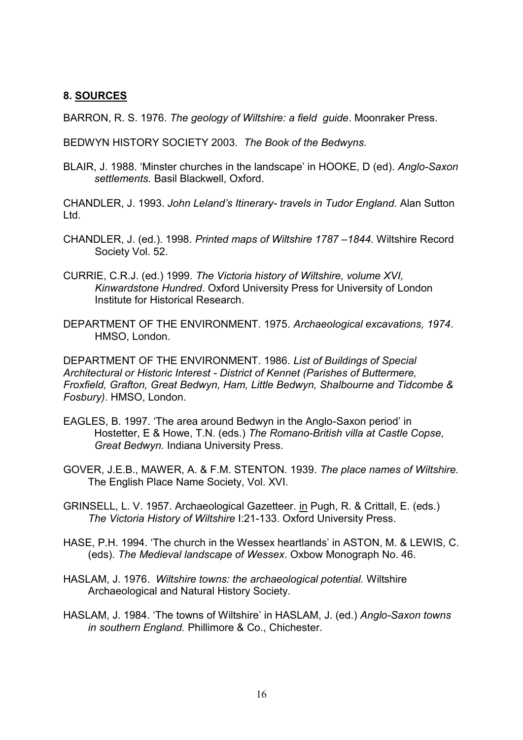## 8. SOURCES

BARRON, R. S. 1976. *The geology of Wiltshire: a field guide*. Moonraker Press.

BEDWYN HISTORY SOCIETY 2003. *The Book of the Bedwyns.*

BLAIR, J. 1988. 'Minster churches in the landscape' in HOOKE, D (ed). *Anglo-Saxon settlements.* Basil Blackwell, Oxford.

CHANDLER, J. 1993. *John Leland's Itinerary- travels in Tudor England.* Alan Sutton Ltd.

CHANDLER, J. (ed.). 1998. *Printed maps of Wiltshire 1787 –1844.* Wiltshire Record Society Vol. 52.

CURRIE, C.R.J. (ed.) 1999. *The Victoria history of Wiltshire, volume XVI, Kinwardstone Hundred*. Oxford University Press for University of London Institute for Historical Research.

DEPARTMENT OF THE ENVIRONMENT. 1975. *Archaeological excavations, 1974*. HMSO, London.

DEPARTMENT OF THE ENVIRONMENT. 1986. *List of Buildings of Special Architectural or Historic Interest - District of Kennet (Parishes of Buttermere, Froxfield, Grafton, Great Bedwyn, Ham, Little Bedwyn, Shalbourne and Tidcombe & Fosbury)*. HMSO, London.

EAGLES, B. 1997. 'The area around Bedwyn in the Anglo-Saxon period' in Hostetter, E & Howe, T.N. (eds.) *The Romano-British villa at Castle Copse, Great Bedwyn.* Indiana University Press.

GOVER, J.E.B., MAWER, A. & F.M. STENTON. 1939. *The place names of Wiltshire.* The English Place Name Society, Vol. XVI.

GRINSELL, L. V. 1957. Archaeological Gazetteer. in Pugh, R. & Crittall, E. (eds.) *The Victoria History of Wiltshire* I:21-133. Oxford University Press.

HASE, P.H. 1994. 'The church in the Wessex heartlands' in ASTON, M. & LEWIS, C. (eds). *The Medieval landscape of Wessex*. Oxbow Monograph No. 46.

HASLAM, J. 1976. *Wiltshire towns: the archaeological potential.* Wiltshire Archaeological and Natural History Society.

HASLAM, J. 1984. 'The towns of Wiltshire' in HASLAM, J. (ed.) *Anglo-Saxon towns in southern England.* Phillimore & Co., Chichester.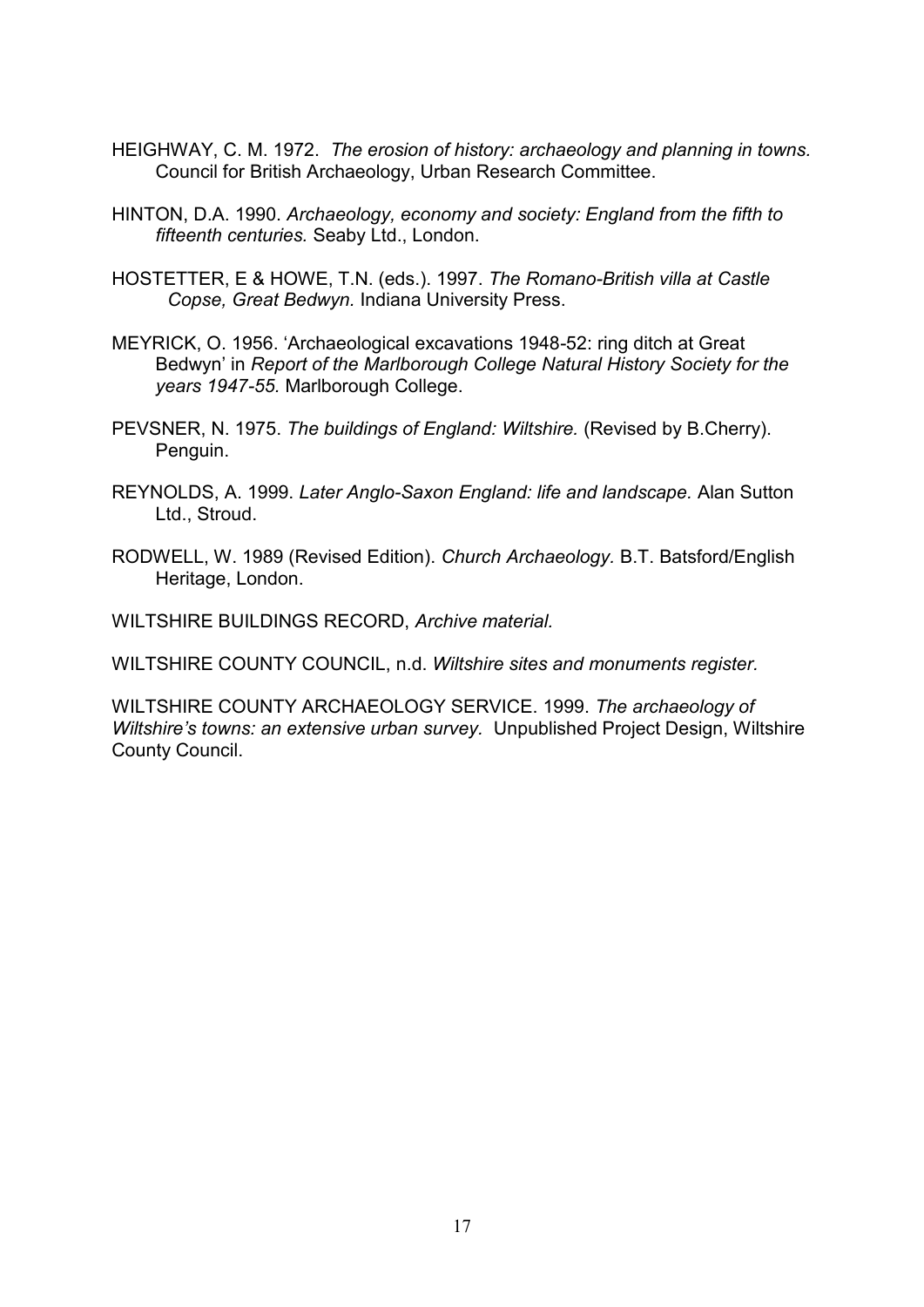HEIGHWAY, C. M. 1972. *The erosion of history: archaeology and planning in towns.* Council for British Archaeology, Urban Research Committee.

HINTON, D.A. 1990. *Archaeology, economy and society: England from the fifth to fifteenth centuries.* Seaby Ltd., London.

HOSTETTER, E & HOWE, T.N. (eds.). 1997. *The Romano-British villa at Castle Copse, Great Bedwyn.* Indiana University Press.

MEYRICK, O. 1956. 'Archaeological excavations 1948-52: ring ditch at Great Bedwyn' in *Report of the Marlborough College Natural History Society for the years 1947-55.* Marlborough College.

PEVSNER, N. 1975. *The buildings of England: Wiltshire.* (Revised by B.Cherry). Penguin.

REYNOLDS, A. 1999. *Later Anglo-Saxon England: life and landscape.* Alan Sutton Ltd., Stroud.

RODWELL, W. 1989 (Revised Edition). *Church Archaeology.* B.T. Batsford/English Heritage, London.

WILTSHIRE BUILDINGS RECORD, *Archive material.*

WILTSHIRE COUNTY COUNCIL, n.d. *Wiltshire sites and monuments register.*

WILTSHIRE COUNTY ARCHAEOLOGY SERVICE. 1999. *The archaeology of Wiltshire's towns: an extensive urban survey.* Unpublished Project Design, Wiltshire County Council.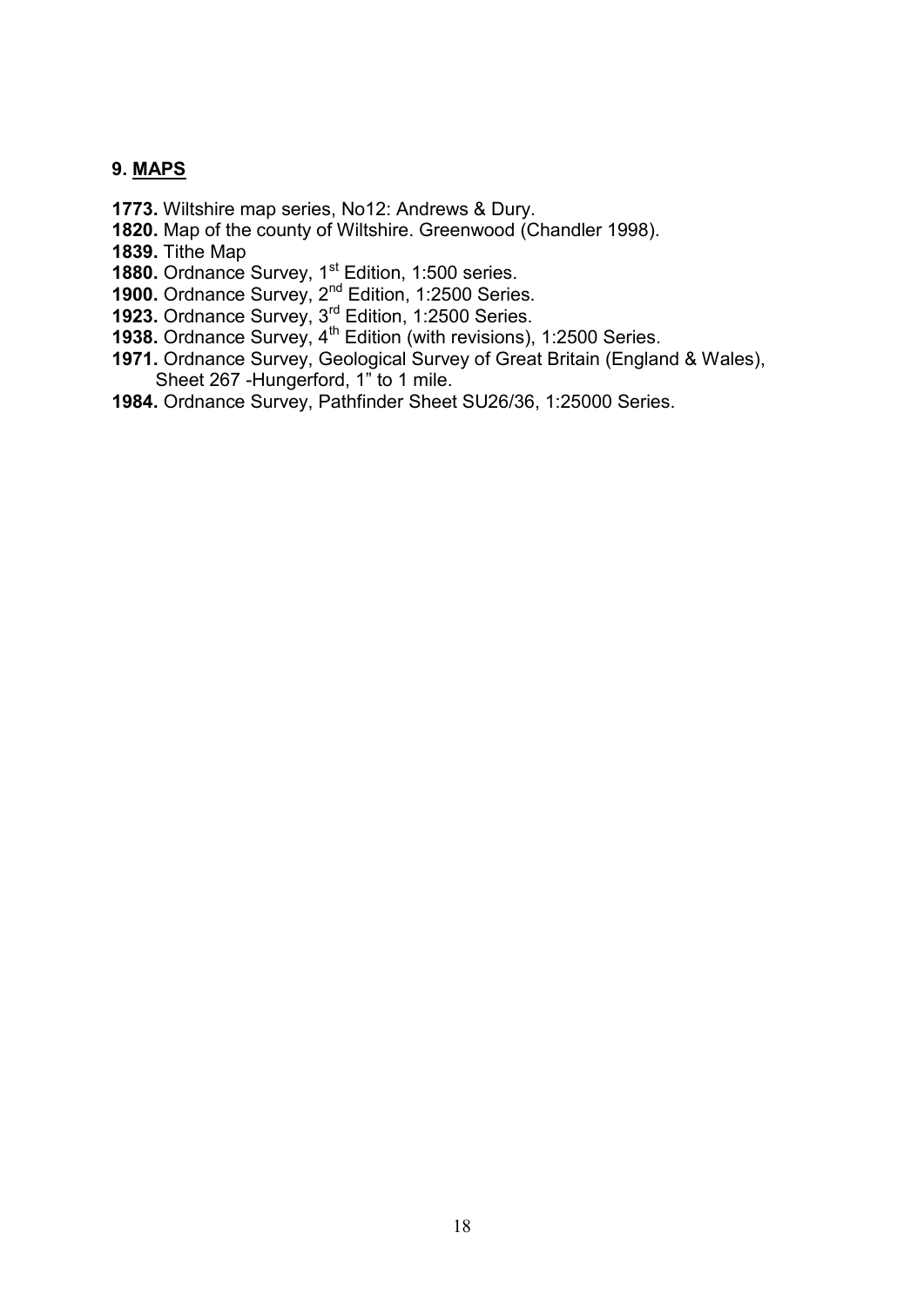## 9. MAPS

**1773.** Wiltshire map series, No12: Andrews & Dury.
**1820.** Map of the county of Wiltshire. Greenwood (Chandler 1998).
**1839.** Tithe Map
**1880.** Ordnance Survey, 1st Edition, 1:500 series.
**1900.** Ordnance Survey, 2nd Edition, 1:2500 Series.
**1923.** Ordnance Survey, 3rd Edition, 1:2500 Series.
**1938.** Ordnance Survey, 4th Edition (with revisions), 1:2500 Series.
**1971.** Ordnance Survey, Geological Survey of Great Britain (England & Wales), Sheet 267 -Hungerford, 1" to 1 mile.
**1984.** Ordnance Survey, Pathfinder Sheet SU26/36, 1:25000 Series.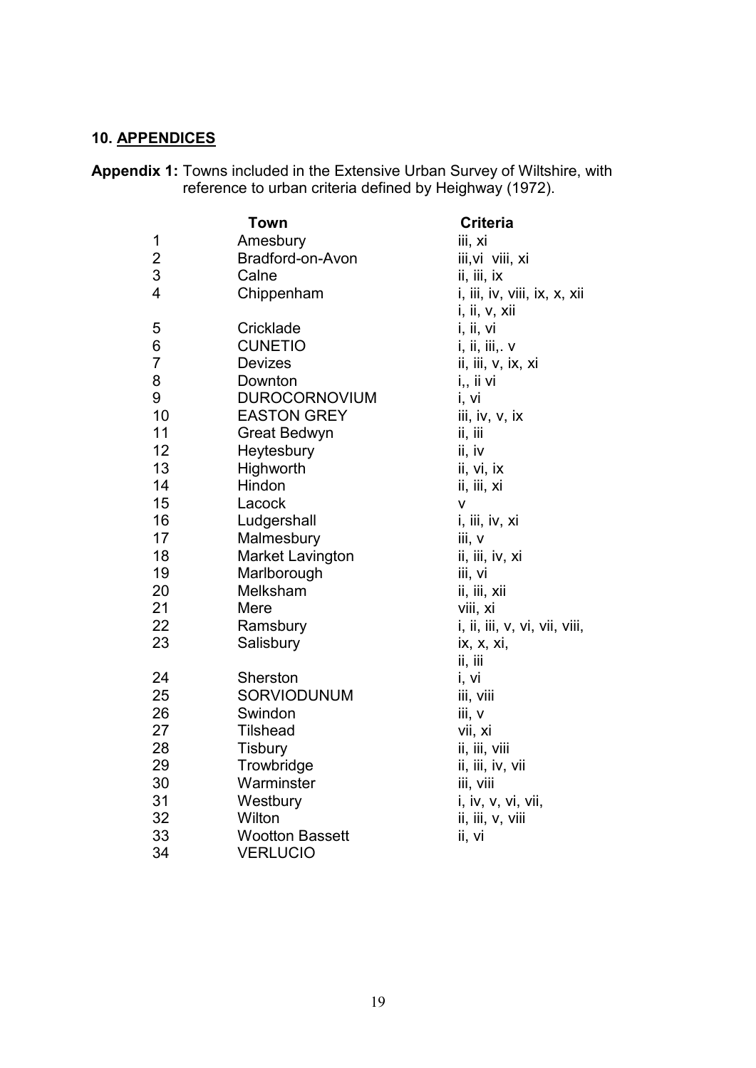## 10. APPENDICES

**Appendix 1:** Towns included in the Extensive Urban Survey of Wiltshire, with reference to urban criteria defined by Heighway (1972).

| | Town | Criteria |
|---|---|---|
| 1 | Amesbury | iii, xi |
| 2 | Bradford-on-Avon | iii,vi viii, xi |
| 3 | Calne | ii, iii, ix |
| 4 | Chippenham | i, iii, iv, viii, ix, x, xii |
| | | i, ii, v, xii |
| 5 | Cricklade | i, ii, vi |
| 6 | CUNETIO | i, ii, iii,. v |
| 7 | Devizes | ii, iii, v, ix, xi |
| 8 | Downton | i,, ii vi |
| 9 | DUROCORNOVIUM | i, vi |
| 10 | EASTON GREY | iii, iv, v, ix |
| 11 | Great Bedwyn | ii, iii |
| 12 | Heytesbury | ii, iv |
| 13 | Highworth | ii, vi, ix |
| 14 | Hindon | ii, iii, xi |
| 15 | Lacock | v |
| 16 | Ludgershall | i, iii, iv, xi |
| 17 | Malmesbury | iii, v |
| 18 | Market Lavington | ii, iii, iv, xi |
| 19 | Marlborough | iii, vi |
| 20 | Melksham | ii, iii, xii |
| 21 | Mere | viii, xi |
| 22 | Ramsbury | i, ii, iii, v, vi, vii, viii, |
| 23 | Salisbury | ix, x, xi, |
| | | ii, iii |
| 24 | Sherston | i, vi |
| 25 | SORVIODUNUM | iii, viii |
| 26 | Swindon | iii, v |
| 27 | Tilshead | vii, xi |
| 28 | Tisbury | ii, iii, viii |
| 29 | Trowbridge | ii, iii, iv, vii |
| 30 | Warminster | iii, viii |
| 31 | Westbury | i, iv, v, vi, vii, |
| 32 | Wilton | ii, iii, v, viii |
| 33 | Wootton Bassett | ii, vi |
| 34 | VERLUCIO | |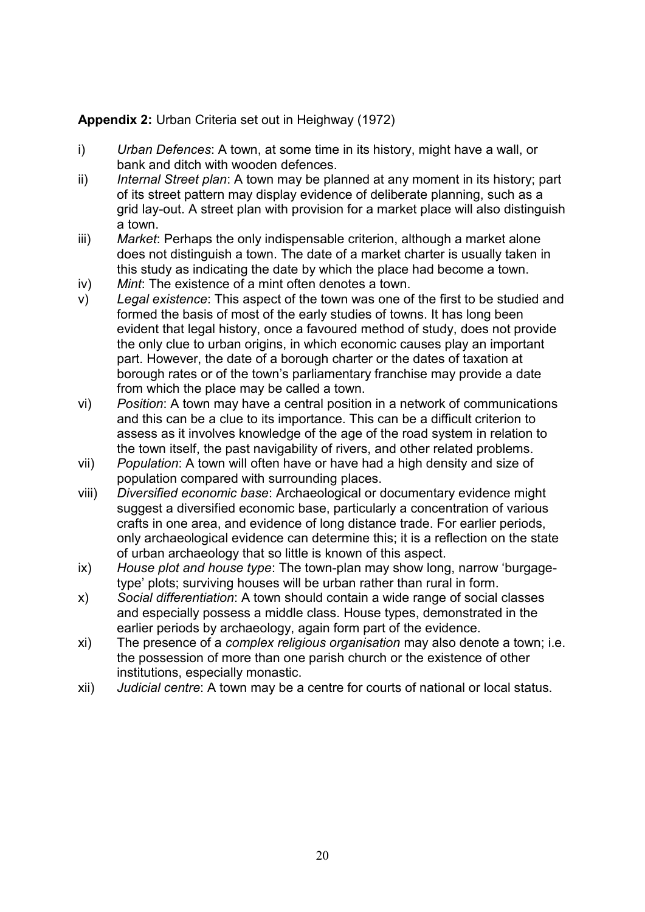**Appendix 2:** Urban Criteria set out in Heighway (1972)

i) *Urban Defences*: A town, at some time in its history, might have a wall, or bank and ditch with wooden defences.

ii) *Internal Street plan*: A town may be planned at any moment in its history; part of its street pattern may display evidence of deliberate planning, such as a grid lay-out. A street plan with provision for a market place will also distinguish a town.

iii) *Market*: Perhaps the only indispensable criterion, although a market alone does not distinguish a town. The date of a market charter is usually taken in this study as indicating the date by which the place had become a town.

iv) *Mint*: The existence of a mint often denotes a town.

v) *Legal existence*: This aspect of the town was one of the first to be studied and formed the basis of most of the early studies of towns. It has long been evident that legal history, once a favoured method of study, does not provide the only clue to urban origins, in which economic causes play an important part. However, the date of a borough charter or the dates of taxation at borough rates or of the town's parliamentary franchise may provide a date from which the place may be called a town.

vi) *Position*: A town may have a central position in a network of communications and this can be a clue to its importance. This can be a difficult criterion to assess as it involves knowledge of the age of the road system in relation to the town itself, the past navigability of rivers, and other related problems.

vii) *Population*: A town will often have or have had a high density and size of population compared with surrounding places.

viii) *Diversified economic base*: Archaeological or documentary evidence might suggest a diversified economic base, particularly a concentration of various crafts in one area, and evidence of long distance trade. For earlier periods, only archaeological evidence can determine this; it is a reflection on the state of urban archaeology that so little is known of this aspect.

ix) *House plot and house type*: The town-plan may show long, narrow 'burgage-type' plots; surviving houses will be urban rather than rural in form.

x) *Social differentiation*: A town should contain a wide range of social classes and especially possess a middle class. House types, demonstrated in the earlier periods by archaeology, again form part of the evidence.

xi) The presence of a *complex religious organisation* may also denote a town; i.e. the possession of more than one parish church or the existence of other institutions, especially monastic.

xii) *Judicial centre*: A town may be a centre for courts of national or local status.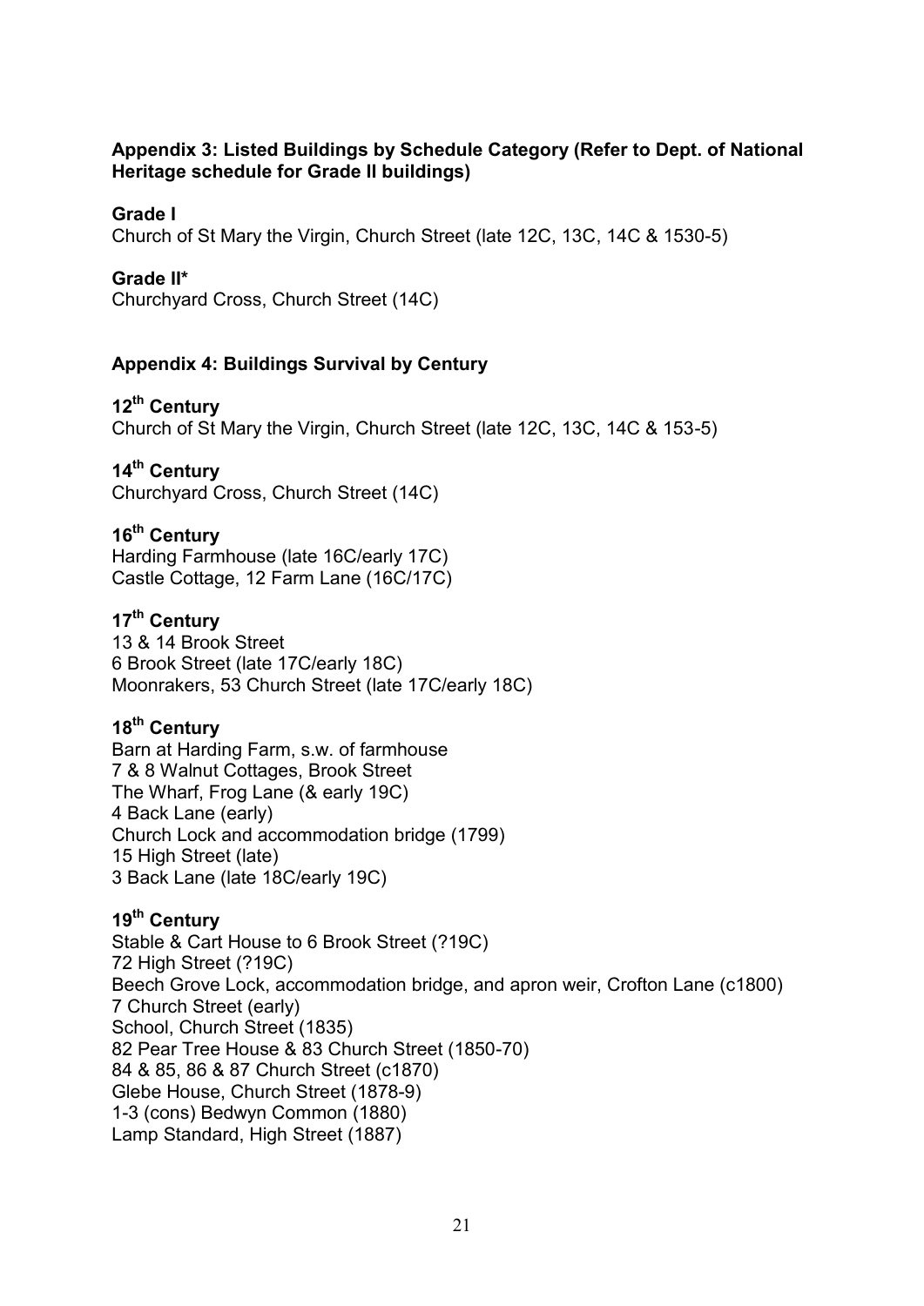## Appendix 3: Listed Buildings by Schedule Category (Refer to Dept. of National Heritage schedule for Grade II buildings)

**Grade I**

Church of St Mary the Virgin, Church Street (late 12C, 13C, 14C & 1530-5)

**Grade II***

Churchyard Cross, Church Street (14C)

## Appendix 4: Buildings Survival by Century

**12th Century**

Church of St Mary the Virgin, Church Street (late 12C, 13C, 14C & 153-5)

**14th Century**

Churchyard Cross, Church Street (14C)

**16th Century**

Harding Farmhouse (late 16C/early 17C)
Castle Cottage, 12 Farm Lane (16C/17C)

**17th Century**

13 & 14 Brook Street
6 Brook Street (late 17C/early 18C)
Moonrakers, 53 Church Street (late 17C/early 18C)

**18th Century**

Barn at Harding Farm, s.w. of farmhouse
7 & 8 Walnut Cottages, Brook Street
The Wharf, Frog Lane (& early 19C)
4 Back Lane (early)
Church Lock and accommodation bridge (1799)
15 High Street (late)
3 Back Lane (late 18C/early 19C)

**19th Century**

Stable & Cart House to 6 Brook Street (?19C)
72 High Street (?19C)
Beech Grove Lock, accommodation bridge, and apron weir, Crofton Lane (c1800)
7 Church Street (early)
School, Church Street (1835)
82 Pear Tree House & 83 Church Street (1850-70)
84 & 85, 86 & 87 Church Street (c1870)
Glebe House, Church Street (1878-9)
1-3 (cons) Bedwyn Common (1880)
Lamp Standard, High Street (1887)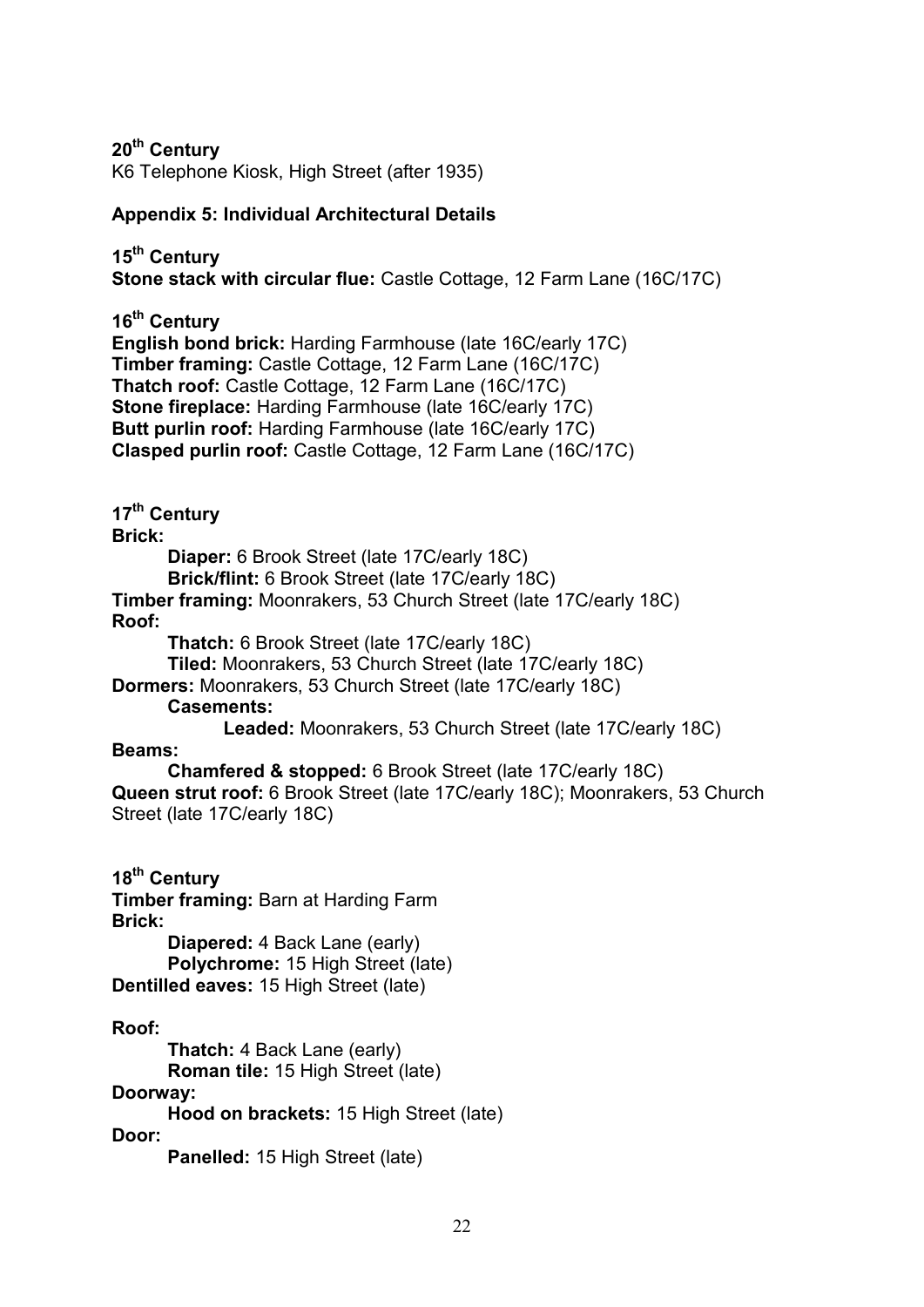**20th Century**
K6 Telephone Kiosk, High Street (after 1935)

## Appendix 5: Individual Architectural Details

**15th Century**
**Stone stack with circular flue:** Castle Cottage, 12 Farm Lane (16C/17C)

**16th Century**
**English bond brick:** Harding Farmhouse (late 16C/early 17C)
**Timber framing:** Castle Cottage, 12 Farm Lane (16C/17C)
**Thatch roof:** Castle Cottage, 12 Farm Lane (16C/17C)
**Stone fireplace:** Harding Farmhouse (late 16C/early 17C)
**Butt purlin roof:** Harding Farmhouse (late 16C/early 17C)
**Clasped purlin roof:** Castle Cottage, 12 Farm Lane (16C/17C)

**17th Century**
**Brick:**
- **Diaper:** 6 Brook Street (late 17C/early 18C)
- **Brick/flint:** 6 Brook Street (late 17C/early 18C)

**Timber framing:** Moonrakers, 53 Church Street (late 17C/early 18C)
**Roof:**
- **Thatch:** 6 Brook Street (late 17C/early 18C)
- **Tiled:** Moonrakers, 53 Church Street (late 17C/early 18C)

**Dormers:** Moonrakers, 53 Church Street (late 17C/early 18C)
- **Casements:**
  - **Leaded:** Moonrakers, 53 Church Street (late 17C/early 18C)

**Beams:**
- **Chamfered & stopped:** 6 Brook Street (late 17C/early 18C)

**Queen strut roof:** 6 Brook Street (late 17C/early 18C); Moonrakers, 53 Church Street (late 17C/early 18C)

**18th Century**
**Timber framing:** Barn at Harding Farm
**Brick:**
- **Diapered:** 4 Back Lane (early)
- **Polychrome:** 15 High Street (late)

**Dentilled eaves:** 15 High Street (late)

**Roof:**
- **Thatch:** 4 Back Lane (early)
- **Roman tile:** 15 High Street (late)

**Doorway:**
- **Hood on brackets:** 15 High Street (late)

**Door:**
- **Panelled:** 15 High Street (late)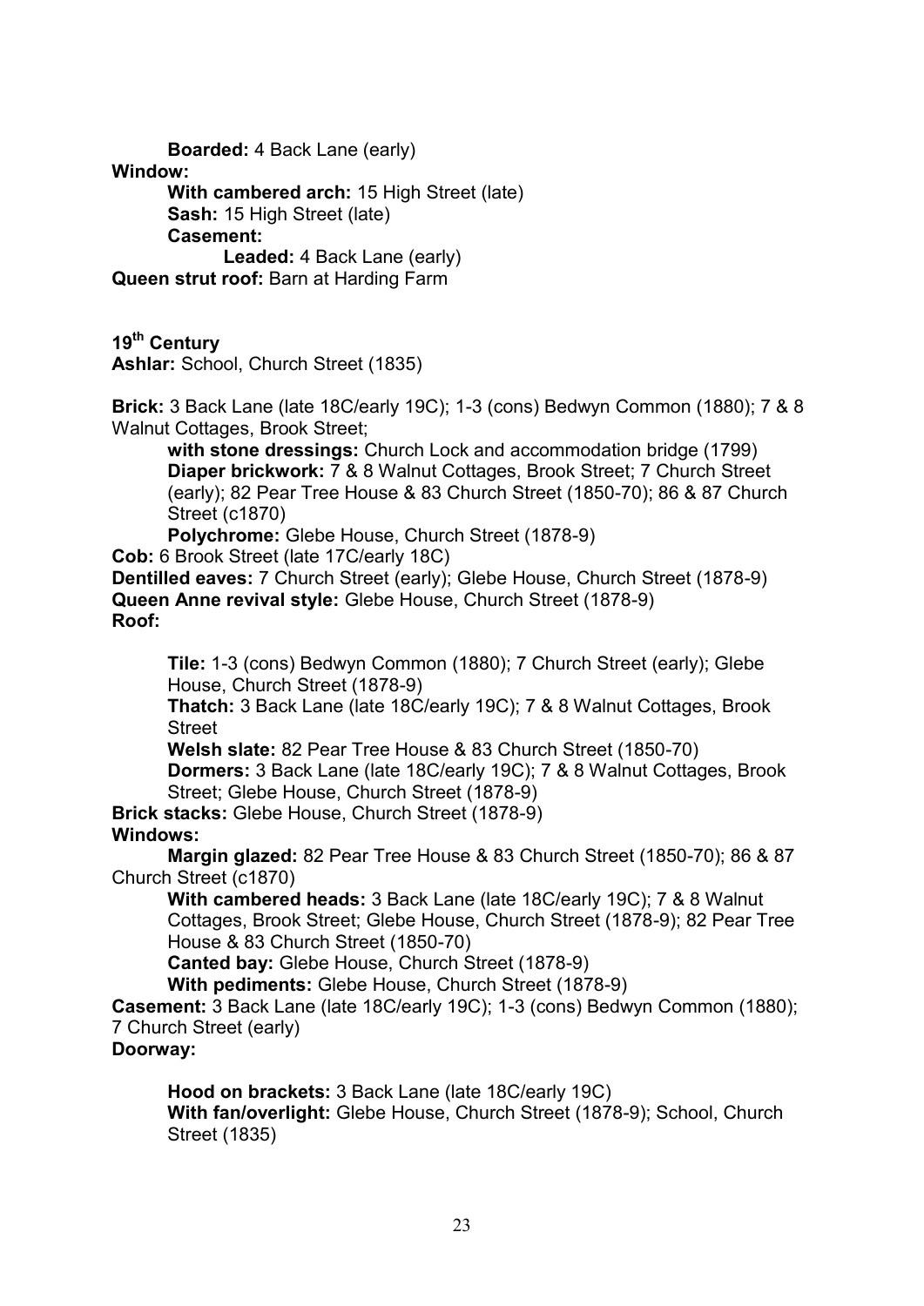**Boarded:** 4 Back Lane (early)

**Window:**

**With cambered arch:** 15 High Street (late)

**Sash:** 15 High Street (late)

**Casement:**

**Leaded:** 4 Back Lane (early)

**Queen strut roof:** Barn at Harding Farm

**19th Century**

**Ashlar:** School, Church Street (1835)

**Brick:** 3 Back Lane (late 18C/early 19C); 1-3 (cons) Bedwyn Common (1880); 7 & 8 Walnut Cottages, Brook Street;

**with stone dressings:** Church Lock and accommodation bridge (1799)

**Diaper brickwork:** 7 & 8 Walnut Cottages, Brook Street; 7 Church Street (early); 82 Pear Tree House & 83 Church Street (1850-70); 86 & 87 Church Street (c1870)

**Polychrome:** Glebe House, Church Street (1878-9)

**Cob:** 6 Brook Street (late 17C/early 18C)

**Dentilled eaves:** 7 Church Street (early); Glebe House, Church Street (1878-9)

**Queen Anne revival style:** Glebe House, Church Street (1878-9)

**Roof:**

**Tile:** 1-3 (cons) Bedwyn Common (1880); 7 Church Street (early); Glebe House, Church Street (1878-9)

**Thatch:** 3 Back Lane (late 18C/early 19C); 7 & 8 Walnut Cottages, Brook Street

**Welsh slate:** 82 Pear Tree House & 83 Church Street (1850-70)

**Dormers:** 3 Back Lane (late 18C/early 19C); 7 & 8 Walnut Cottages, Brook Street; Glebe House, Church Street (1878-9)

**Brick stacks:** Glebe House, Church Street (1878-9)

**Windows:**

**Margin glazed:** 82 Pear Tree House & 83 Church Street (1850-70); 86 & 87 Church Street (c1870)

**With cambered heads:** 3 Back Lane (late 18C/early 19C); 7 & 8 Walnut Cottages, Brook Street; Glebe House, Church Street (1878-9); 82 Pear Tree House & 83 Church Street (1850-70)

**Canted bay:** Glebe House, Church Street (1878-9)

**With pediments:** Glebe House, Church Street (1878-9)

**Casement:** 3 Back Lane (late 18C/early 19C); 1-3 (cons) Bedwyn Common (1880); 7 Church Street (early)

**Doorway:**

**Hood on brackets:** 3 Back Lane (late 18C/early 19C)

**With fan/overlight:** Glebe House, Church Street (1878-9); School, Church Street (1835)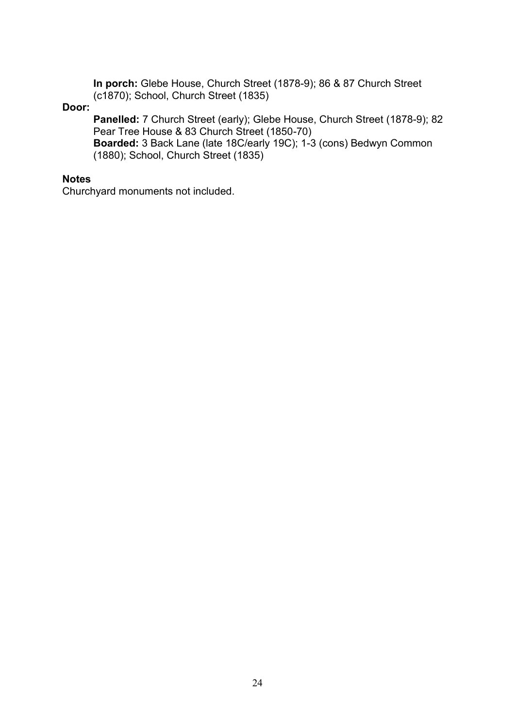**In porch:** Glebe House, Church Street (1878-9); 86 & 87 Church Street (c1870); School, Church Street (1835)

**Door:**

**Panelled:** 7 Church Street (early); Glebe House, Church Street (1878-9); 82 Pear Tree House & 83 Church Street (1850-70)
**Boarded:** 3 Back Lane (late 18C/early 19C); 1-3 (cons) Bedwyn Common (1880); School, Church Street (1835)

**Notes**
Churchyard monuments not included.